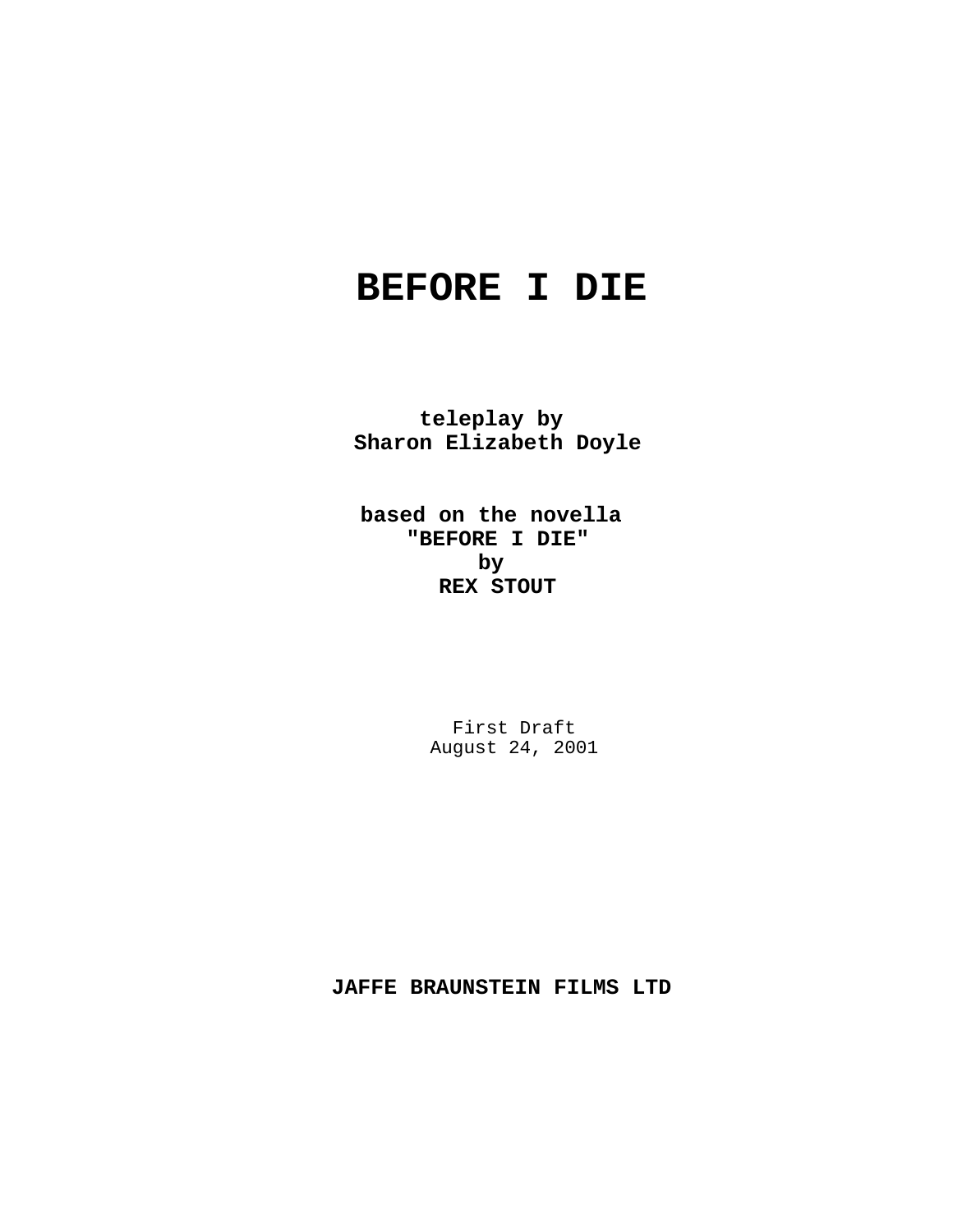# BEFORE I DIE

**teleplay by**
**Sharon Elizabeth Doyle**

**based on the novella**
**"BEFORE I DIE"**
**by**
**REX STOUT**

First Draft
August 24, 2001

**JAFFE BRAUNSTEIN FILMS LTD**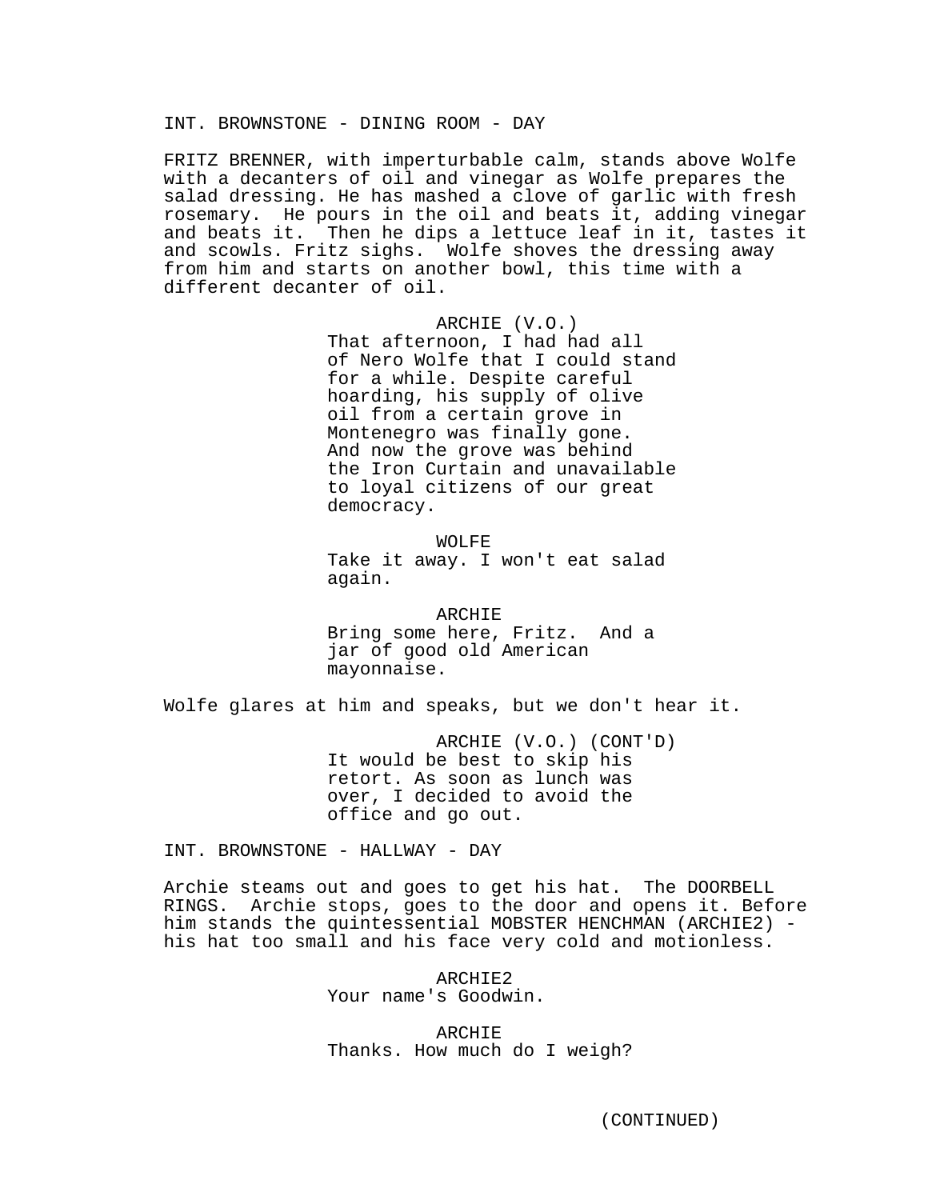INT. BROWNSTONE - DINING ROOM - DAY

FRITZ BRENNER, with imperturbable calm, stands above Wolfe with a decanters of oil and vinegar as Wolfe prepares the salad dressing. He has mashed a clove of garlic with fresh rosemary. He pours in the oil and beats it, adding vinegar and beats it. Then he dips a lettuce leaf in it, tastes it and scowls. Fritz sighs. Wolfe shoves the dressing away from him and starts on another bowl, this time with a different decanter of oil.

ARCHIE (V.O.)
That afternoon, I had had all of Nero Wolfe that I could stand for a while. Despite careful hoarding, his supply of olive oil from a certain grove in Montenegro was finally gone. And now the grove was behind the Iron Curtain and unavailable to loyal citizens of our great democracy.

WOLFE
Take it away. I won't eat salad again.

ARCHIE
Bring some here, Fritz. And a jar of good old American mayonnaise.

Wolfe glares at him and speaks, but we don't hear it.

ARCHIE (V.O.) (CONT'D)
It would be best to skip his retort. As soon as lunch was over, I decided to avoid the office and go out.

INT. BROWNSTONE - HALLWAY - DAY

Archie steams out and goes to get his hat. The DOORBELL RINGS. Archie stops, goes to the door and opens it. Before him stands the quintessential MOBSTER HENCHMAN (ARCHIE2) - his hat too small and his face very cold and motionless.

ARCHIE2
Your name's Goodwin.

ARCHIE
Thanks. How much do I weigh?

(CONTINUED)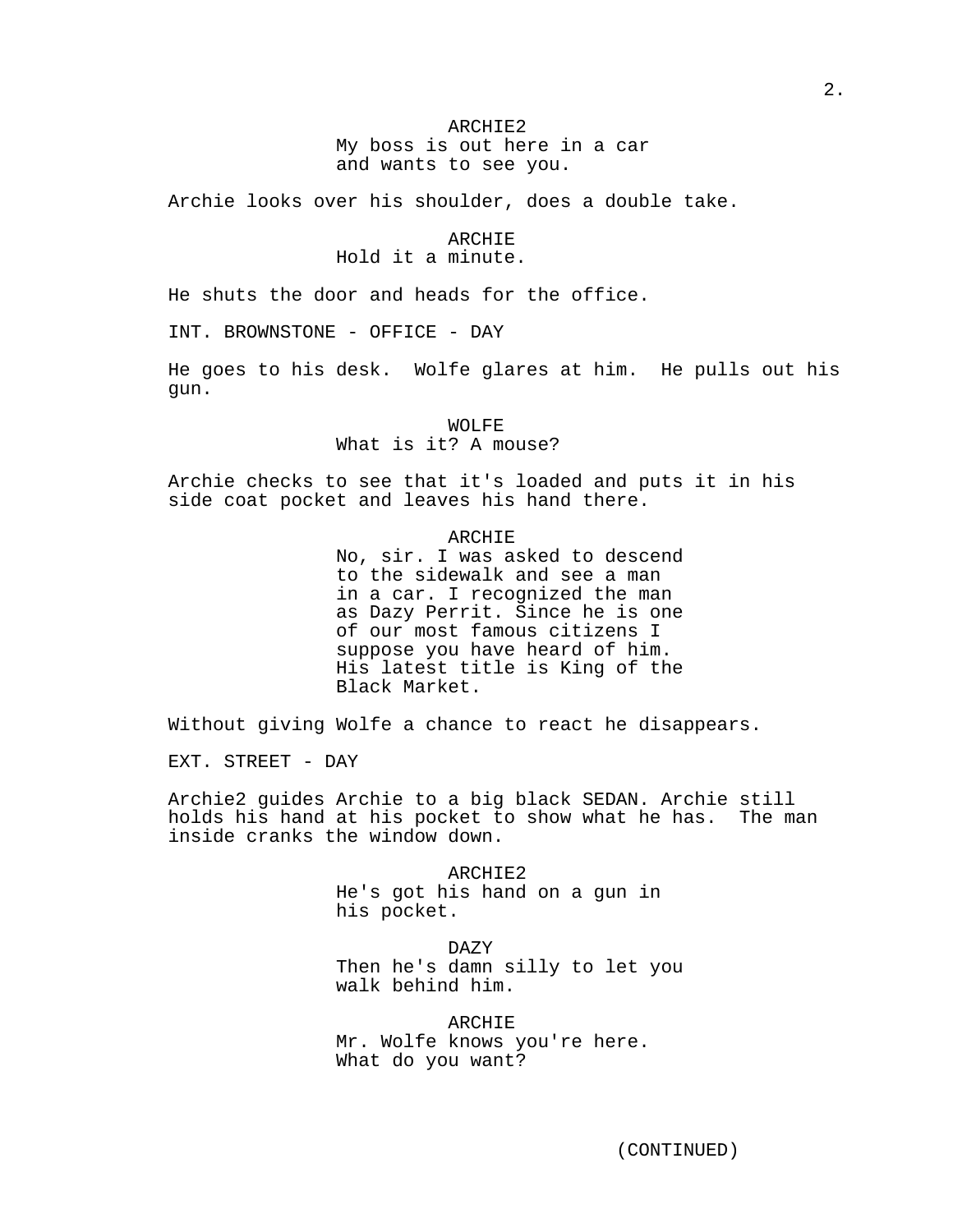ARCHIE2
My boss is out here in a car and wants to see you.

Archie looks over his shoulder, does a double take.

ARCHIE
Hold it a minute.

He shuts the door and heads for the office.

INT. BROWNSTONE - OFFICE - DAY

He goes to his desk. Wolfe glares at him. He pulls out his gun.

WOLFE
What is it? A mouse?

Archie checks to see that it's loaded and puts it in his side coat pocket and leaves his hand there.

ARCHIE
No, sir. I was asked to descend to the sidewalk and see a man in a car. I recognized the man as Dazy Perrit. Since he is one of our most famous citizens I suppose you have heard of him. His latest title is King of the Black Market.

Without giving Wolfe a chance to react he disappears.

EXT. STREET - DAY

Archie2 guides Archie to a big black SEDAN. Archie still holds his hand at his pocket to show what he has. The man inside cranks the window down.

ARCHIE2
He's got his hand on a gun in his pocket.

DAZY
Then he's damn silly to let you walk behind him.

ARCHIE
Mr. Wolfe knows you're here. What do you want?

(CONTINUED)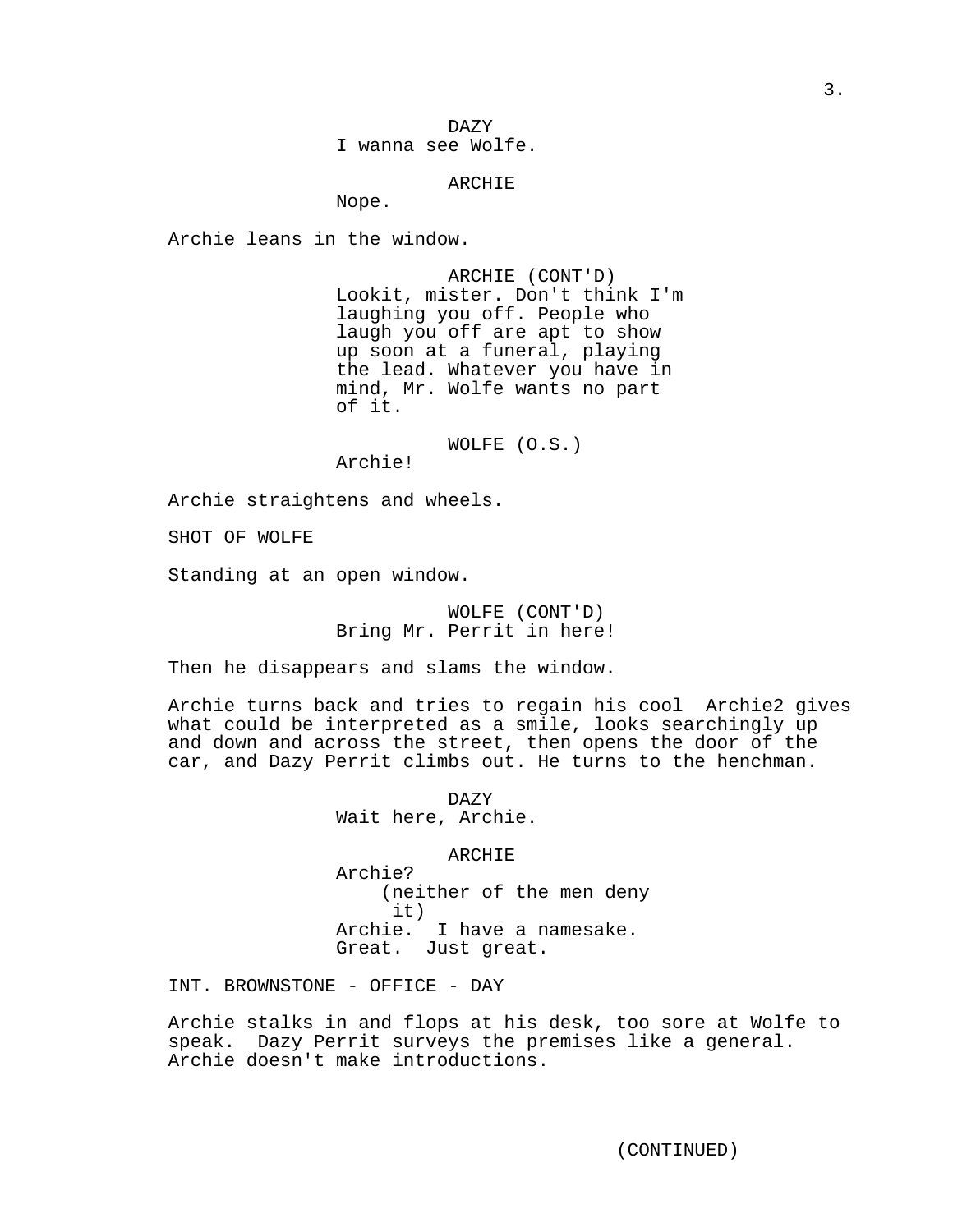DAZY
I wanna see Wolfe.

ARCHIE
Nope.

Archie leans in the window.

ARCHIE (CONT'D)
Lookit, mister. Don't think I'm laughing you off. People who laugh you off are apt to show up soon at a funeral, playing the lead. Whatever you have in mind, Mr. Wolfe wants no part of it.

WOLFE (O.S.)
Archie!

Archie straightens and wheels.

SHOT OF WOLFE

Standing at an open window.

WOLFE (CONT'D)
Bring Mr. Perrit in here!

Then he disappears and slams the window.

Archie turns back and tries to regain his cool  Archie2 gives what could be interpreted as a smile, looks searchingly up and down and across the street, then opens the door of the car, and Dazy Perrit climbs out. He turns to the henchman.

DAZY
Wait here, Archie.

ARCHIE
Archie?
(neither of the men deny it)
Archie.  I have a namesake. Great.  Just great.

INT. BROWNSTONE - OFFICE - DAY

Archie stalks in and flops at his desk, too sore at Wolfe to speak.  Dazy Perrit surveys the premises like a general. Archie doesn't make introductions.

(CONTINUED)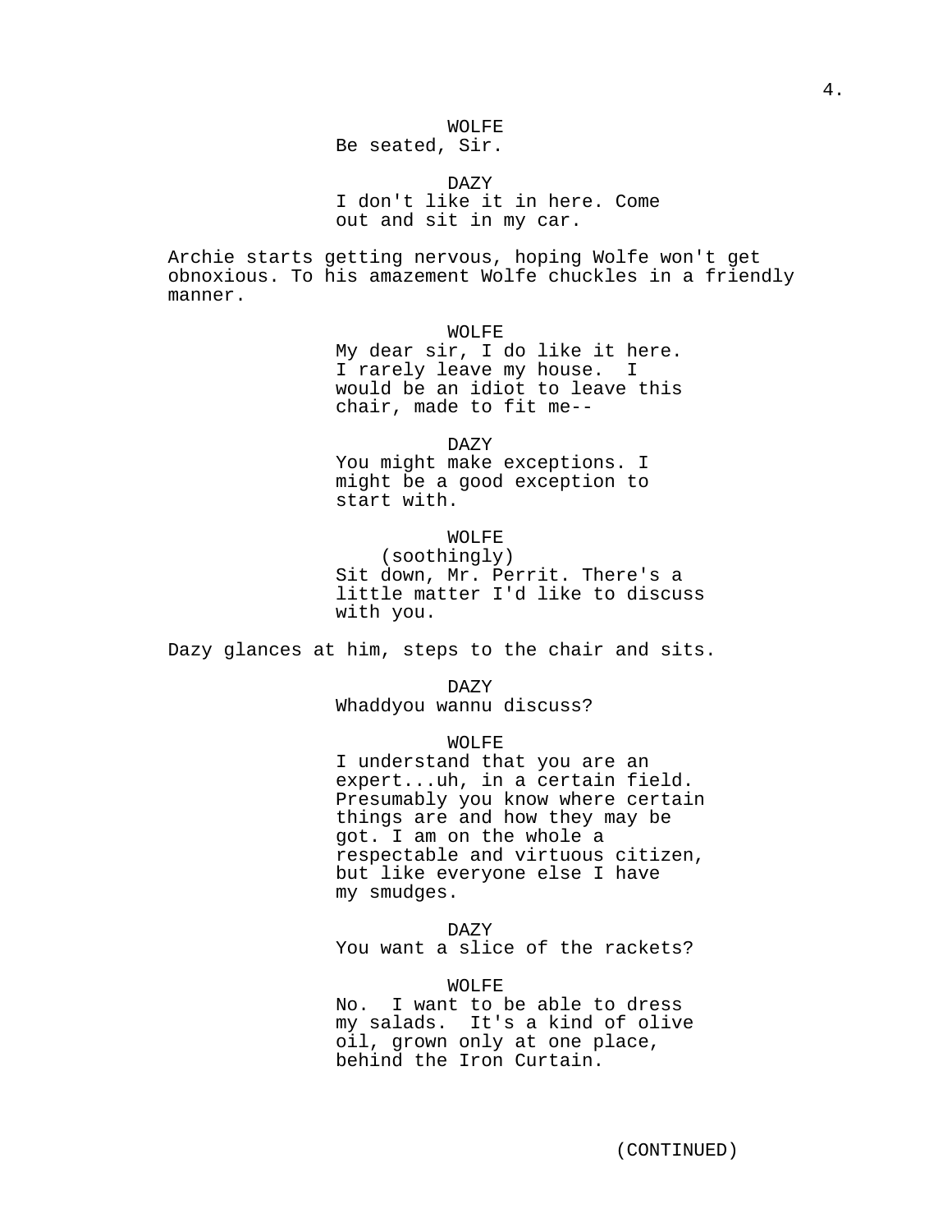WOLFE
Be seated, Sir.

DAZY
I don't like it in here. Come out and sit in my car.

Archie starts getting nervous, hoping Wolfe won't get obnoxious. To his amazement Wolfe chuckles in a friendly manner.

WOLFE
My dear sir, I do like it here. I rarely leave my house. I would be an idiot to leave this chair, made to fit me--

DAZY
You might make exceptions. I might be a good exception to start with.

WOLFE
(soothingly)
Sit down, Mr. Perrit. There's a little matter I'd like to discuss with you.

Dazy glances at him, steps to the chair and sits.

DAZY
Whaddyou wannu discuss?

WOLFE
I understand that you are an expert...uh, in a certain field. Presumably you know where certain things are and how they may be got. I am on the whole a respectable and virtuous citizen, but like everyone else I have my smudges.

DAZY
You want a slice of the rackets?

WOLFE
No. I want to be able to dress my salads. It's a kind of olive oil, grown only at one place, behind the Iron Curtain.

(CONTINUED)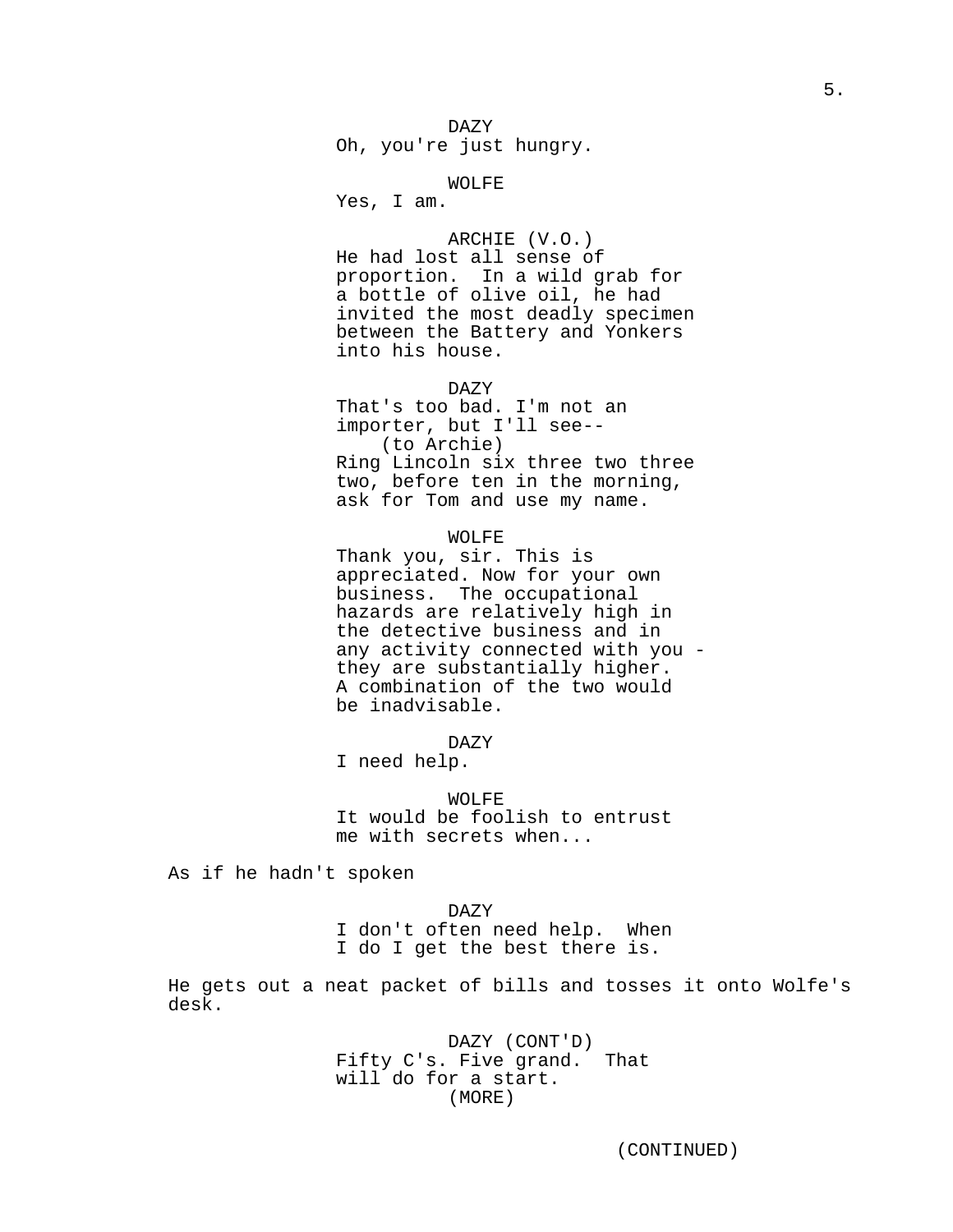DAZY
Oh, you're just hungry.

WOLFE
Yes, I am.

ARCHIE (V.O.)
He had lost all sense of proportion. In a wild grab for a bottle of olive oil, he had invited the most deadly specimen between the Battery and Yonkers into his house.

DAZY
That's too bad. I'm not an importer, but I'll see--
(to Archie)
Ring Lincoln six three two three two, before ten in the morning, ask for Tom and use my name.

WOLFE
Thank you, sir. This is appreciated. Now for your own business. The occupational hazards are relatively high in the detective business and in any activity connected with you - they are substantially higher. A combination of the two would be inadvisable.

DAZY
I need help.

WOLFE
It would be foolish to entrust me with secrets when...

As if he hadn't spoken

DAZY
I don't often need help. When I do I get the best there is.

He gets out a neat packet of bills and tosses it onto Wolfe's desk.

DAZY (CONT'D)
Fifty C's. Five grand. That will do for a start.
(MORE)

(CONTINUED)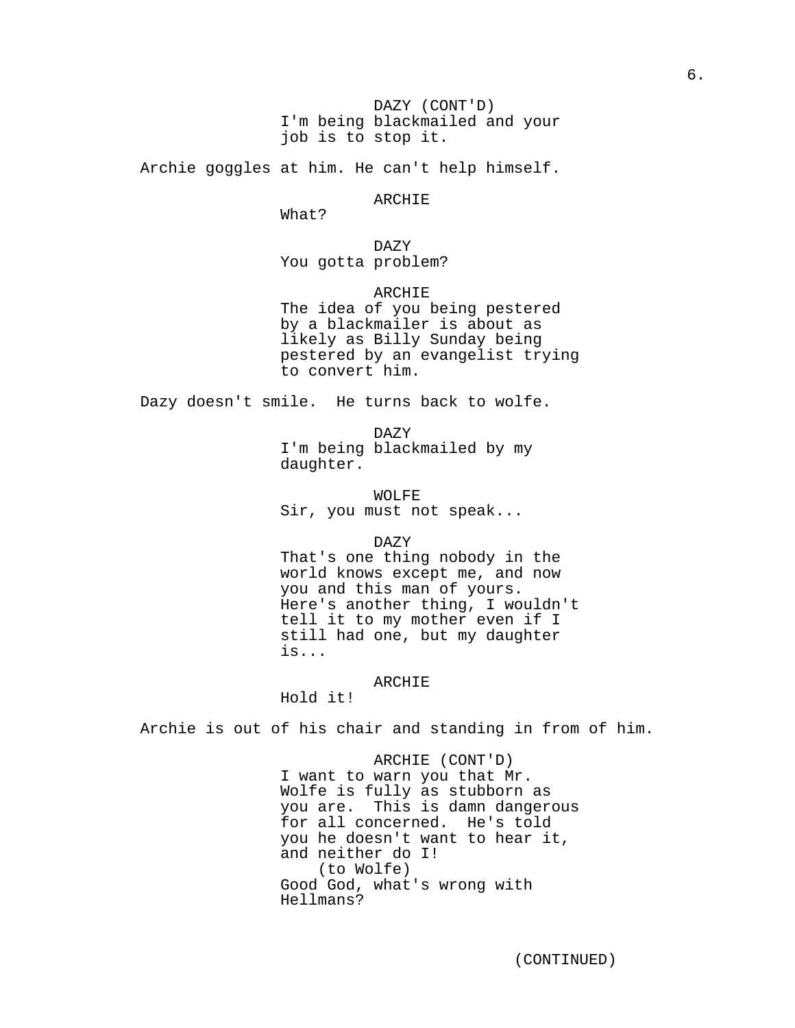DAZY (CONT'D)
I'm being blackmailed and your job is to stop it.

Archie goggles at him. He can't help himself.

ARCHIE
What?

DAZY
You gotta problem?

ARCHIE
The idea of you being pestered by a blackmailer is about as likely as Billy Sunday being pestered by an evangelist trying to convert him.

Dazy doesn't smile. He turns back to wolfe.

DAZY
I'm being blackmailed by my daughter.

WOLFE
Sir, you must not speak...

DAZY
That's one thing nobody in the world knows except me, and now you and this man of yours. Here's another thing, I wouldn't tell it to my mother even if I still had one, but my daughter is...

ARCHIE
Hold it!

Archie is out of his chair and standing in from of him.

ARCHIE (CONT'D)
I want to warn you that Mr. Wolfe is fully as stubborn as you are. This is damn dangerous for all concerned. He's told you he doesn't want to hear it, and neither do I!
(to Wolfe)
Good God, what's wrong with Hellmans?

(CONTINUED)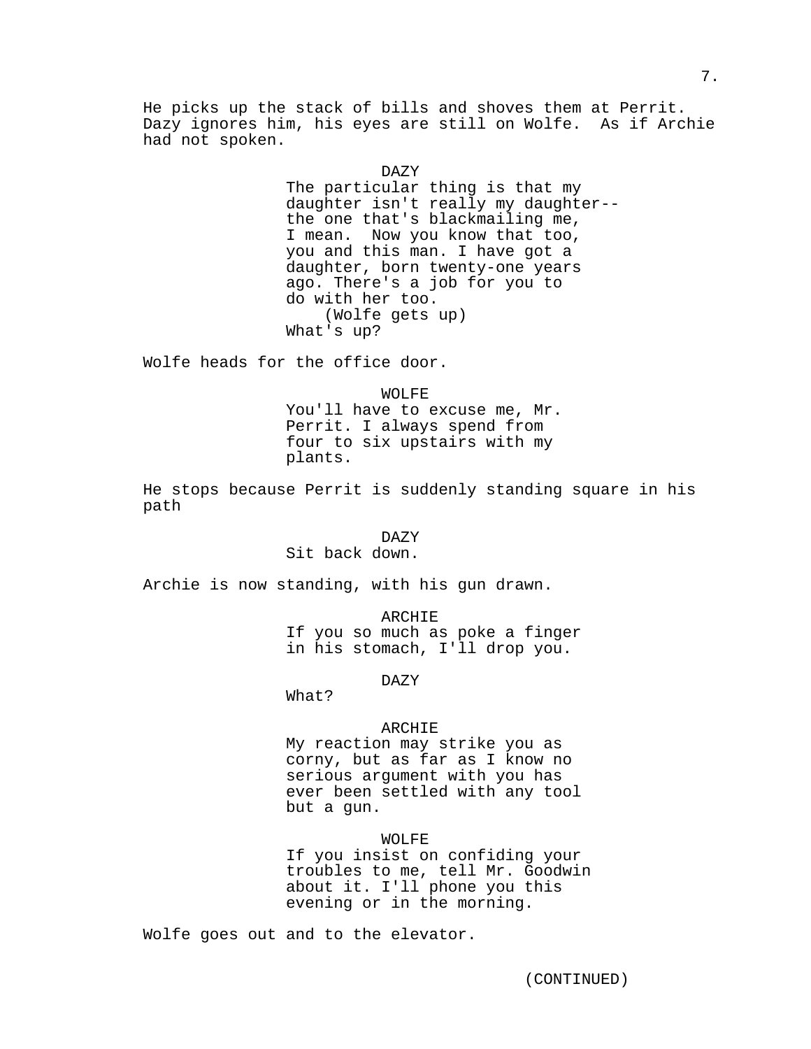He picks up the stack of bills and shoves them at Perrit. Dazy ignores him, his eyes are still on Wolfe. As if Archie had not spoken.

DAZY
The particular thing is that my daughter isn't really my daughter-- the one that's blackmailing me, I mean. Now you know that too, you and this man. I have got a daughter, born twenty-one years ago. There's a job for you to do with her too.
(Wolfe gets up)
What's up?

Wolfe heads for the office door.

WOLFE
You'll have to excuse me, Mr. Perrit. I always spend from four to six upstairs with my plants.

He stops because Perrit is suddenly standing square in his path

DAZY
Sit back down.

Archie is now standing, with his gun drawn.

ARCHIE
If you so much as poke a finger in his stomach, I'll drop you.

DAZY
What?

ARCHIE
My reaction may strike you as corny, but as far as I know no serious argument with you has ever been settled with any tool but a gun.

WOLFE
If you insist on confiding your troubles to me, tell Mr. Goodwin about it. I'll phone you this evening or in the morning.

Wolfe goes out and to the elevator.

(CONTINUED)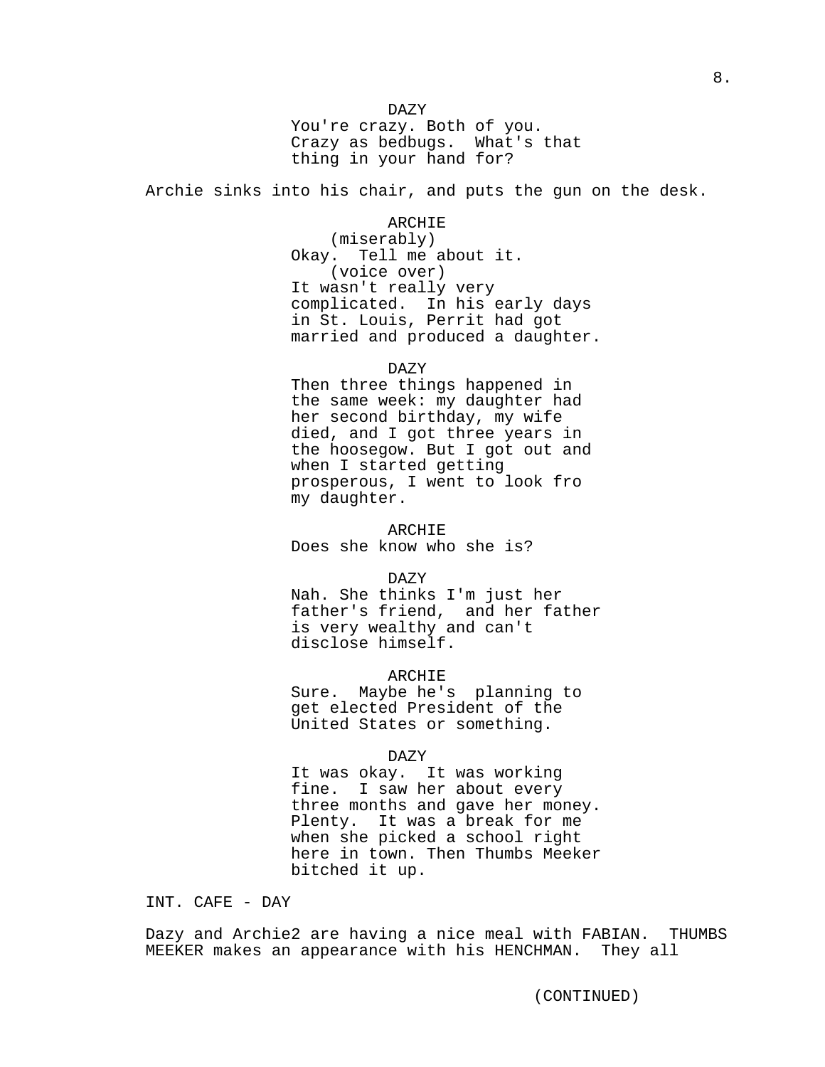DAZY
You're crazy. Both of you. Crazy as bedbugs. What's that thing in your hand for?

Archie sinks into his chair, and puts the gun on the desk.

ARCHIE
(miserably)
Okay. Tell me about it.
(voice over)
It wasn't really very complicated. In his early days in St. Louis, Perrit had got married and produced a daughter.

DAZY
Then three things happened in the same week: my daughter had her second birthday, my wife died, and I got three years in the hoosegow. But I got out and when I started getting prosperous, I went to look fro my daughter.

ARCHIE
Does she know who she is?

DAZY
Nah. She thinks I'm just her father's friend, and her father is very wealthy and can't disclose himself.

ARCHIE
Sure. Maybe he's planning to get elected President of the United States or something.

DAZY
It was okay. It was working fine. I saw her about every three months and gave her money. Plenty. It was a break for me when she picked a school right here in town. Then Thumbs Meeker bitched it up.

INT. CAFE - DAY

Dazy and Archie2 are having a nice meal with FABIAN. THUMBS MEEKER makes an appearance with his HENCHMAN. They all

(CONTINUED)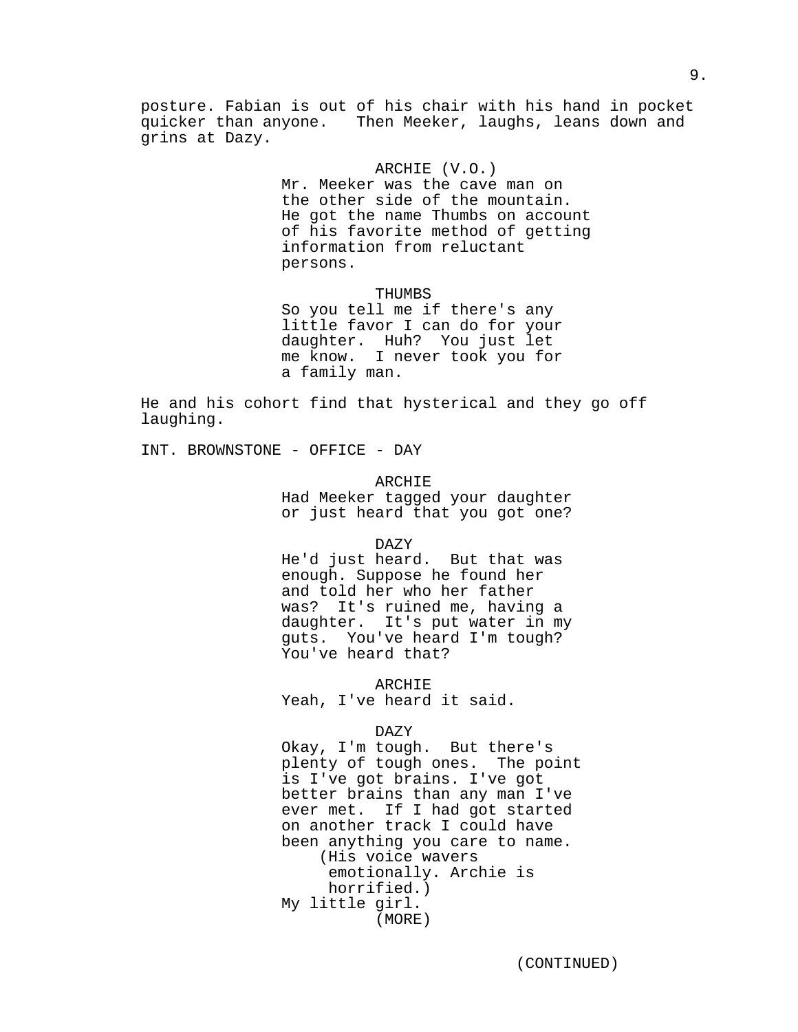posture. Fabian is out of his chair with his hand in pocket quicker than anyone. Then Meeker, laughs, leans down and grins at Dazy.

ARCHIE (V.O.)
Mr. Meeker was the cave man on the other side of the mountain. He got the name Thumbs on account of his favorite method of getting information from reluctant persons.

THUMBS
So you tell me if there's any little favor I can do for your daughter. Huh? You just let me know. I never took you for a family man.

He and his cohort find that hysterical and they go off laughing.

INT. BROWNSTONE - OFFICE - DAY

ARCHIE
Had Meeker tagged your daughter or just heard that you got one?

DAZY
He'd just heard. But that was enough. Suppose he found her and told her who her father was? It's ruined me, having a daughter. It's put water in my guts. You've heard I'm tough? You've heard that?

ARCHIE
Yeah, I've heard it said.

DAZY
Okay, I'm tough. But there's plenty of tough ones. The point is I've got brains. I've got better brains than any man I've ever met. If I had got started on another track I could have been anything you care to name.
(His voice wavers emotionally. Archie is horrified.)
My little girl.
(MORE)

(CONTINUED)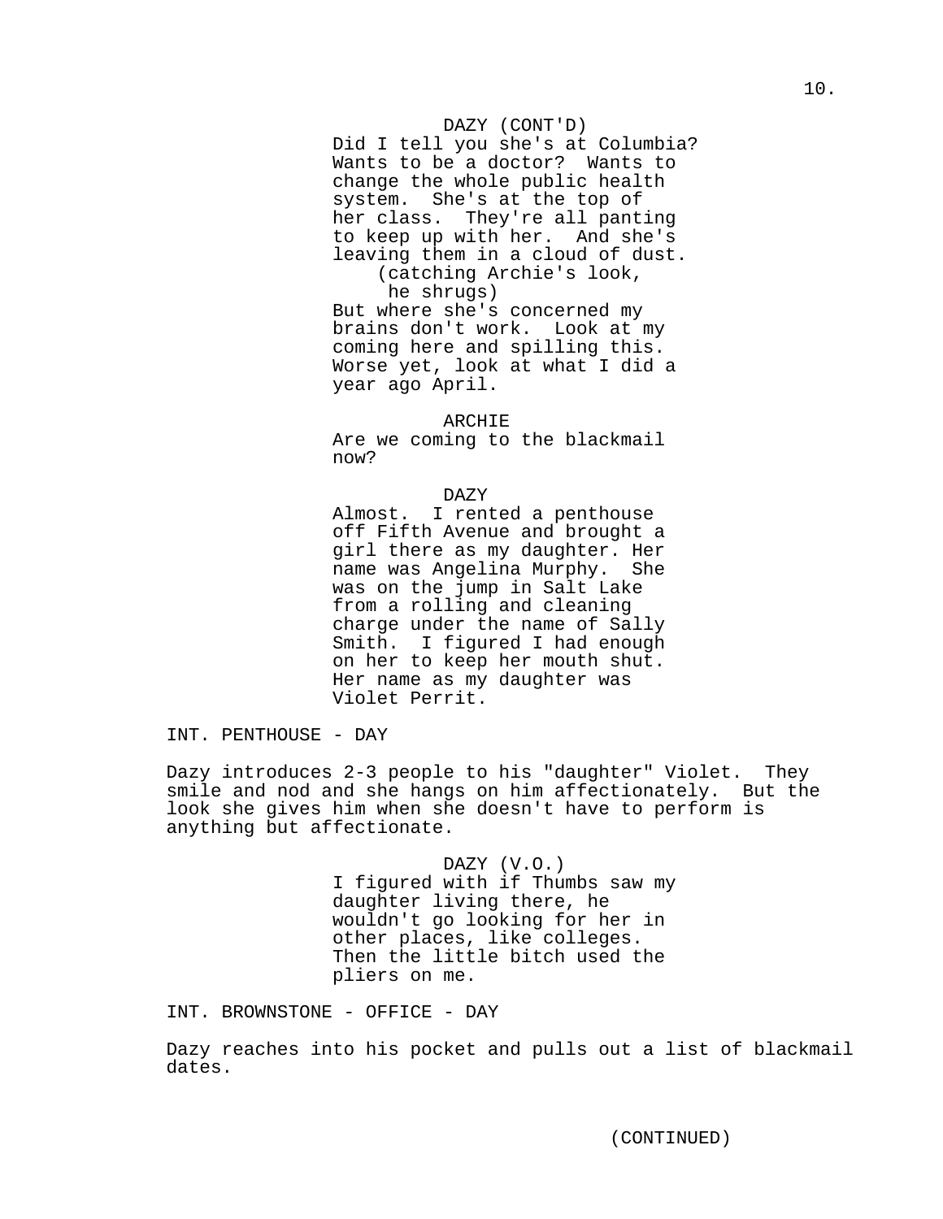DAZY (CONT'D)
Did I tell you she's at Columbia? Wants to be a doctor? Wants to change the whole public health system. She's at the top of her class. They're all panting to keep up with her. And she's leaving them in a cloud of dust.
(catching Archie's look, he shrugs)
But where she's concerned my brains don't work. Look at my coming here and spilling this. Worse yet, look at what I did a year ago April.

ARCHIE
Are we coming to the blackmail now?

DAZY
Almost. I rented a penthouse off Fifth Avenue and brought a girl there as my daughter. Her name was Angelina Murphy. She was on the jump in Salt Lake from a rolling and cleaning charge under the name of Sally Smith. I figured I had enough on her to keep her mouth shut. Her name as my daughter was Violet Perrit.

INT. PENTHOUSE - DAY

Dazy introduces 2-3 people to his "daughter" Violet. They smile and nod and she hangs on him affectionately. But the look she gives him when she doesn't have to perform is anything but affectionate.

DAZY (V.O.)
I figured with if Thumbs saw my daughter living there, he wouldn't go looking for her in other places, like colleges. Then the little bitch used the pliers on me.

INT. BROWNSTONE - OFFICE - DAY

Dazy reaches into his pocket and pulls out a list of blackmail dates.

(CONTINUED)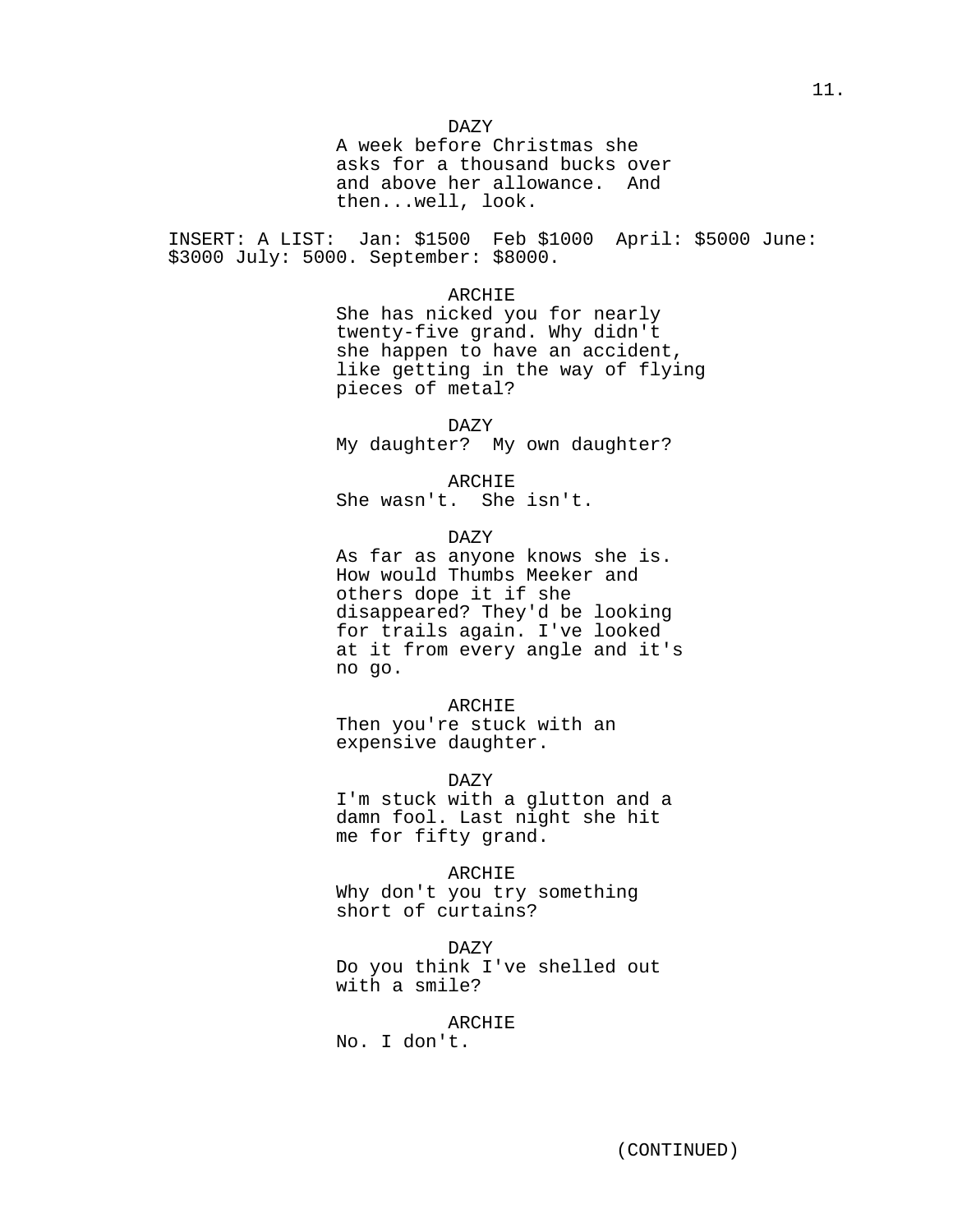DAZY
A week before Christmas she asks for a thousand bucks over and above her allowance. And then...well, look.

INSERT: A LIST: Jan: $1500 Feb $1000 April: $5000 June: $3000 July: 5000. September: $8000.

ARCHIE
She has nicked you for nearly twenty-five grand. Why didn't she happen to have an accident, like getting in the way of flying pieces of metal?

DAZY
My daughter? My own daughter?

ARCHIE
She wasn't. She isn't.

DAZY
As far as anyone knows she is. How would Thumbs Meeker and others dope it if she disappeared? They'd be looking for trails again. I've looked at it from every angle and it's no go.

ARCHIE
Then you're stuck with an expensive daughter.

DAZY
I'm stuck with a glutton and a damn fool. Last night she hit me for fifty grand.

ARCHIE
Why don't you try something short of curtains?

DAZY
Do you think I've shelled out with a smile?

ARCHIE
No. I don't.

(CONTINUED)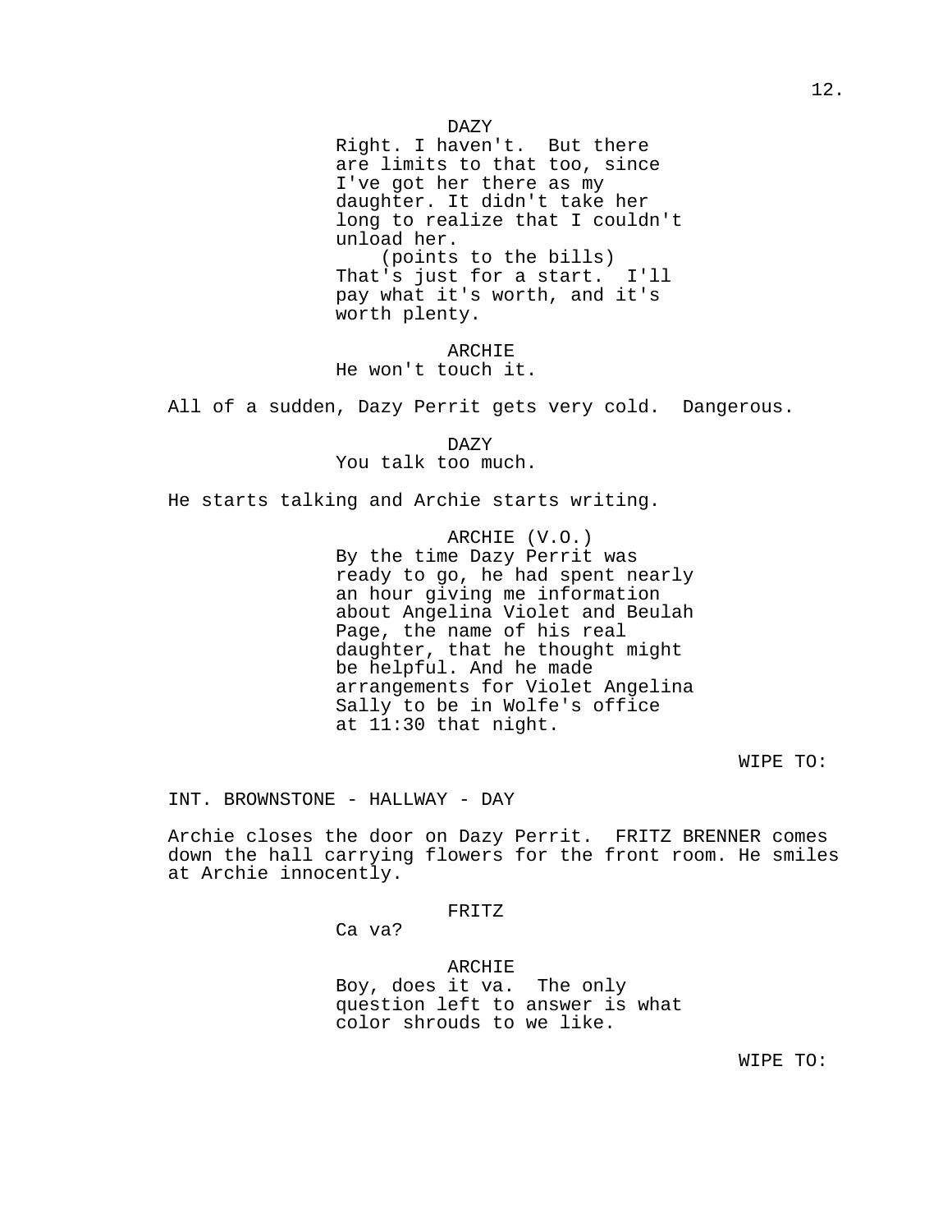DAZY
Right. I haven't. But there are limits to that too, since I've got her there as my daughter. It didn't take her long to realize that I couldn't unload her.
(points to the bills)
That's just for a start. I'll pay what it's worth, and it's worth plenty.

ARCHIE
He won't touch it.

All of a sudden, Dazy Perrit gets very cold. Dangerous.

DAZY
You talk too much.

He starts talking and Archie starts writing.

ARCHIE (V.O.)
By the time Dazy Perrit was ready to go, he had spent nearly an hour giving me information about Angelina Violet and Beulah Page, the name of his real daughter, that he thought might be helpful. And he made arrangements for Violet Angelina Sally to be in Wolfe's office at 11:30 that night.

WIPE TO:

INT. BROWNSTONE - HALLWAY - DAY

Archie closes the door on Dazy Perrit. FRITZ BRENNER comes down the hall carrying flowers for the front room. He smiles at Archie innocently.

FRITZ
Ca va?

ARCHIE
Boy, does it va. The only question left to answer is what color shrouds to we like.

WIPE TO: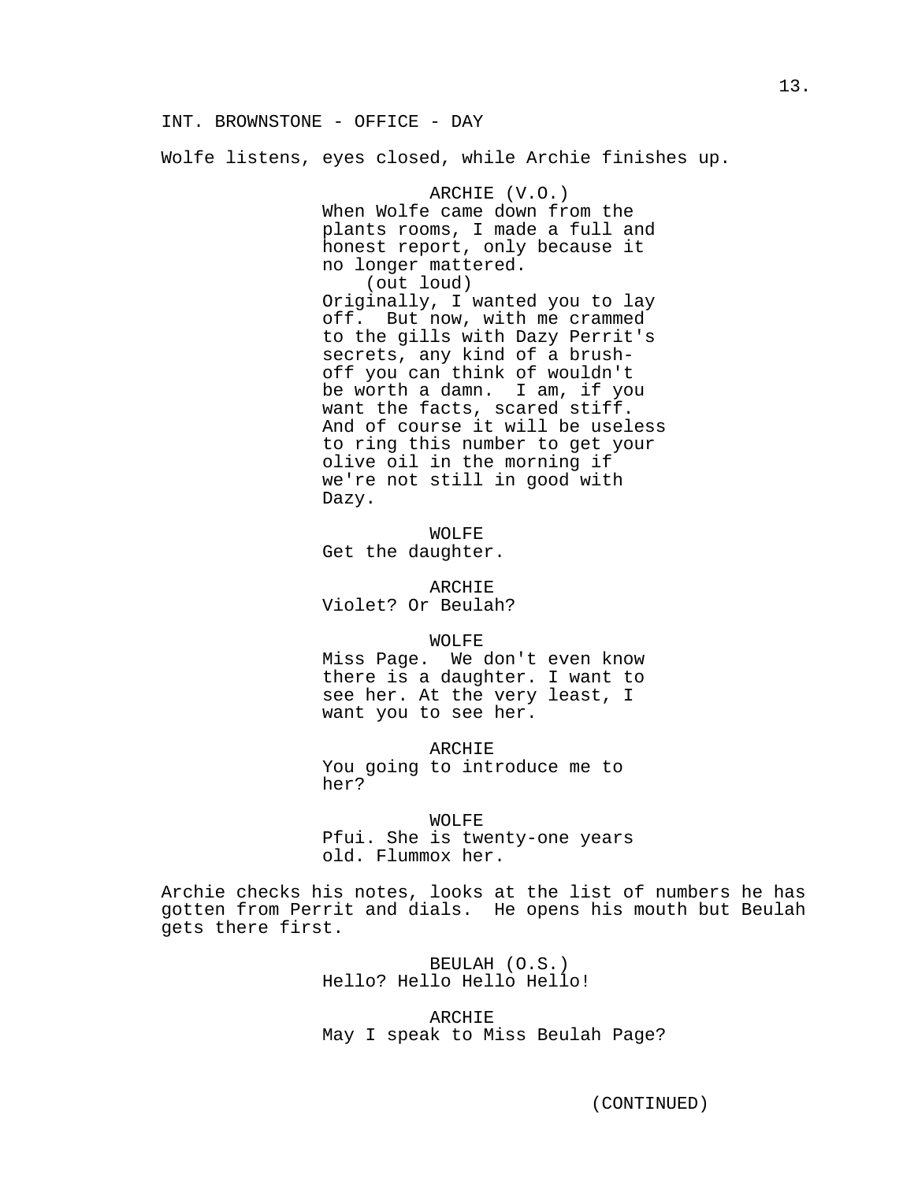INT. BROWNSTONE - OFFICE - DAY

Wolfe listens, eyes closed, while Archie finishes up.

ARCHIE (V.O.)
When Wolfe came down from the plants rooms, I made a full and honest report, only because it no longer mattered.
(out loud)
Originally, I wanted you to lay off. But now, with me crammed to the gills with Dazy Perrit's secrets, any kind of a brush-off you can think of wouldn't be worth a damn. I am, if you want the facts, scared stiff. And of course it will be useless to ring this number to get your olive oil in the morning if we're not still in good with Dazy.

WOLFE
Get the daughter.

ARCHIE
Violet? Or Beulah?

WOLFE
Miss Page. We don't even know there is a daughter. I want to see her. At the very least, I want you to see her.

ARCHIE
You going to introduce me to her?

WOLFE
Pfui. She is twenty-one years old. Flummox her.

Archie checks his notes, looks at the list of numbers he has gotten from Perrit and dials. He opens his mouth but Beulah gets there first.

BEULAH (O.S.)
Hello? Hello Hello Hello!

ARCHIE
May I speak to Miss Beulah Page?

(CONTINUED)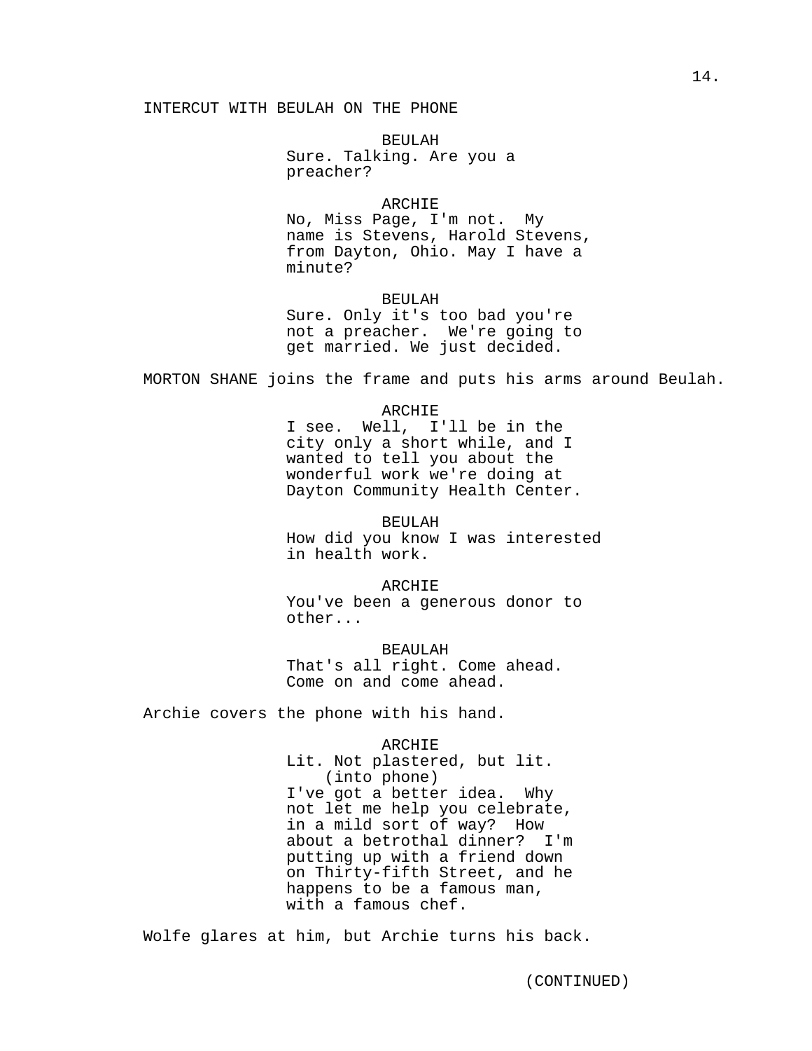INTERCUT WITH BEULAH ON THE PHONE

BEULAH
Sure. Talking. Are you a preacher?

ARCHIE
No, Miss Page, I'm not. My name is Stevens, Harold Stevens, from Dayton, Ohio. May I have a minute?

BEULAH
Sure. Only it's too bad you're not a preacher. We're going to get married. We just decided.

MORTON SHANE joins the frame and puts his arms around Beulah.

ARCHIE
I see. Well, I'll be in the city only a short while, and I wanted to tell you about the wonderful work we're doing at Dayton Community Health Center.

BEULAH
How did you know I was interested in health work.

ARCHIE
You've been a generous donor to other...

BEAULAH
That's all right. Come ahead. Come on and come ahead.

Archie covers the phone with his hand.

ARCHIE
Lit. Not plastered, but lit.
(into phone)
I've got a better idea. Why not let me help you celebrate, in a mild sort of way? How about a betrothal dinner? I'm putting up with a friend down on Thirty-fifth Street, and he happens to be a famous man, with a famous chef.

Wolfe glares at him, but Archie turns his back.

(CONTINUED)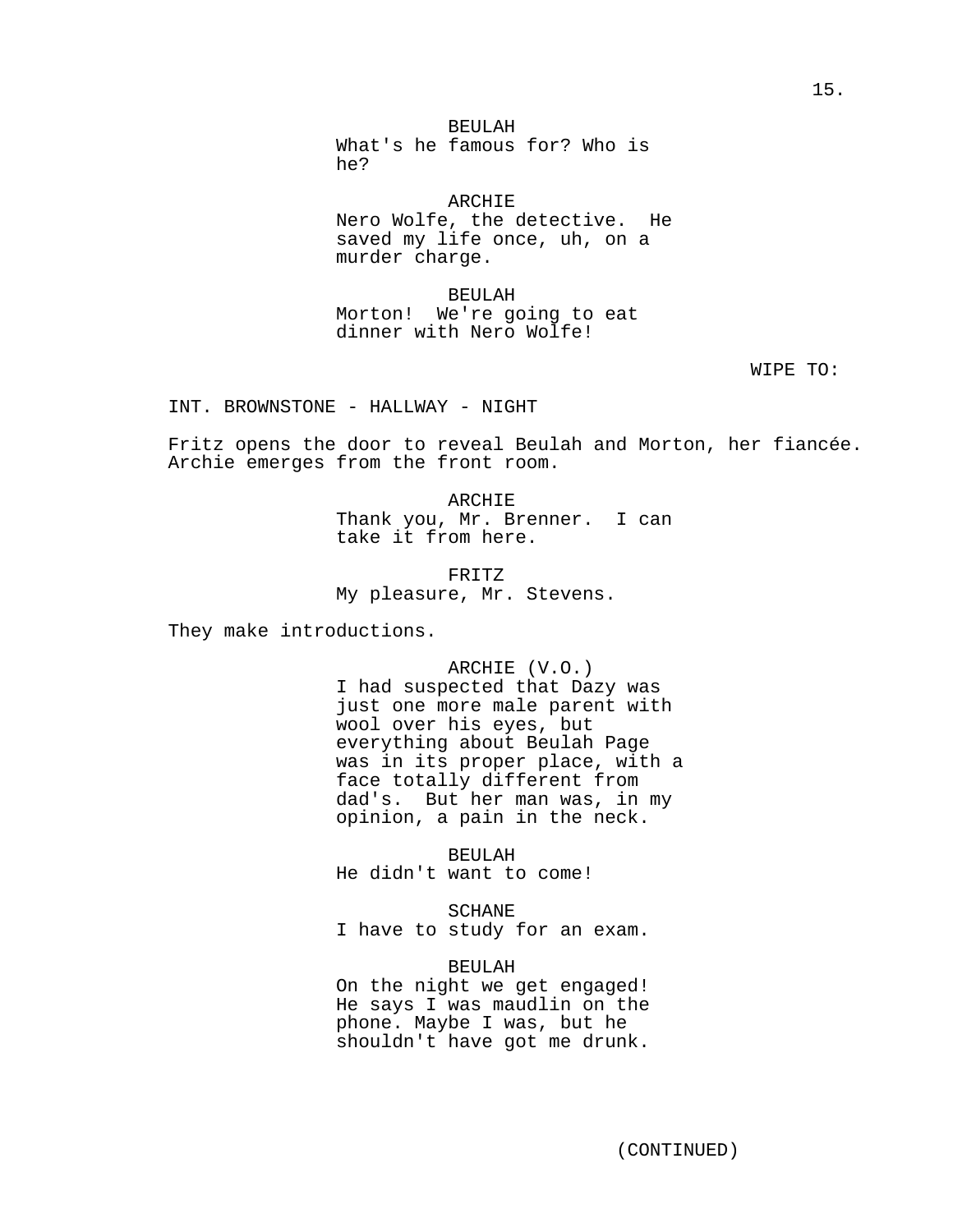BEULAH
What's he famous for? Who is he?

ARCHIE
Nero Wolfe, the detective.  He saved my life once, uh, on a murder charge.

BEULAH
Morton!  We're going to eat dinner with Nero Wolfe!

WIPE TO:

INT. BROWNSTONE - HALLWAY - NIGHT

Fritz opens the door to reveal Beulah and Morton, her fiancée. Archie emerges from the front room.

ARCHIE
Thank you, Mr. Brenner.  I can take it from here.

FRITZ
My pleasure, Mr. Stevens.

They make introductions.

ARCHIE (V.O.)
I had suspected that Dazy was just one more male parent with wool over his eyes, but everything about Beulah Page was in its proper place, with a face totally different from dad's.  But her man was, in my opinion, a pain in the neck.

BEULAH
He didn't want to come!

SCHANE
I have to study for an exam.

BEULAH
On the night we get engaged! He says I was maudlin on the phone. Maybe I was, but he shouldn't have got me drunk.

(CONTINUED)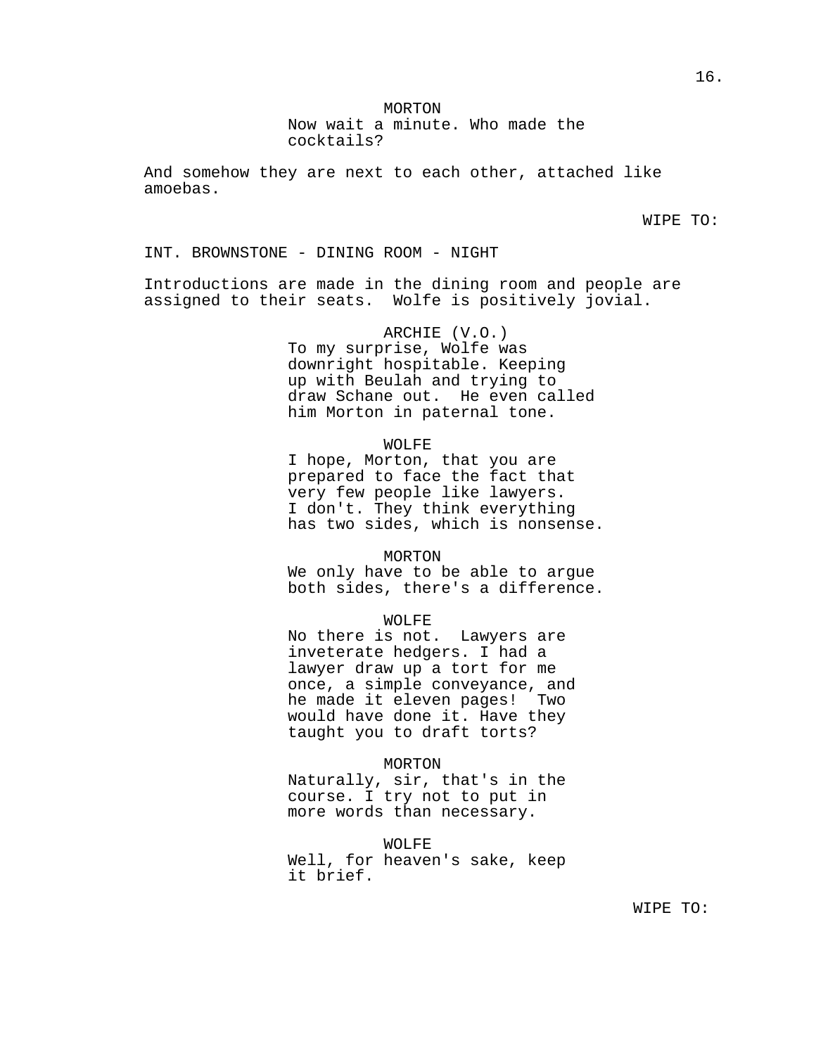MORTON

Now wait a minute. Who made the cocktails?

And somehow they are next to each other, attached like amoebas.

WIPE TO:

INT. BROWNSTONE - DINING ROOM - NIGHT

Introductions are made in the dining room and people are assigned to their seats. Wolfe is positively jovial.

ARCHIE (V.O.)

To my surprise, Wolfe was downright hospitable. Keeping up with Beulah and trying to draw Schane out. He even called him Morton in paternal tone.

WOLFE

I hope, Morton, that you are prepared to face the fact that very few people like lawyers. I don't. They think everything has two sides, which is nonsense.

MORTON

We only have to be able to argue both sides, there's a difference.

WOLFE

No there is not. Lawyers are inveterate hedgers. I had a lawyer draw up a tort for me once, a simple conveyance, and he made it eleven pages! Two would have done it. Have they taught you to draft torts?

MORTON

Naturally, sir, that's in the course. I try not to put in more words than necessary.

WOLFE

Well, for heaven's sake, keep it brief.

WIPE TO: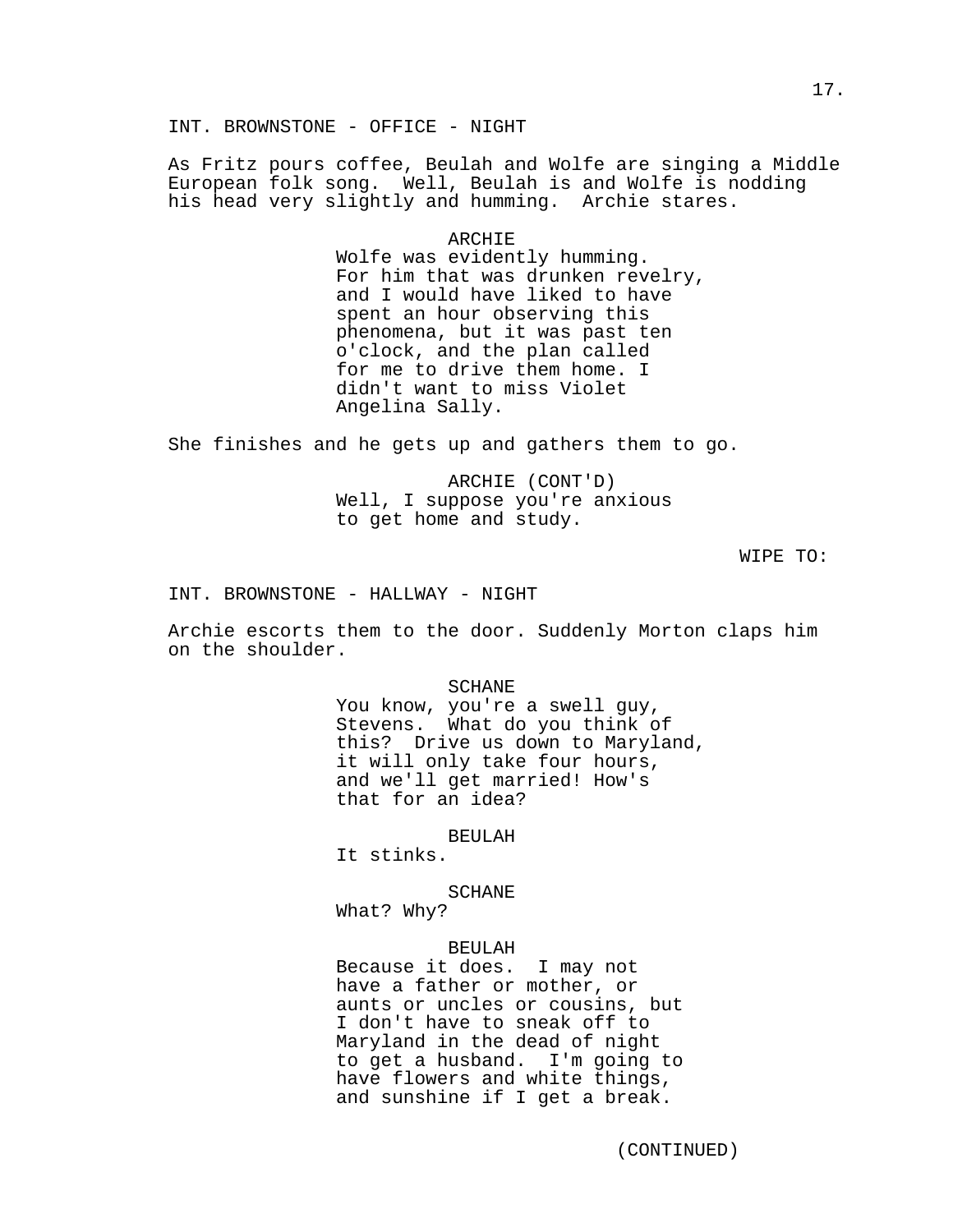INT. BROWNSTONE - OFFICE - NIGHT

As Fritz pours coffee, Beulah and Wolfe are singing a Middle European folk song.  Well, Beulah is and Wolfe is nodding his head very slightly and humming.  Archie stares.

ARCHIE
Wolfe was evidently humming. For him that was drunken revelry, and I would have liked to have spent an hour observing this phenomena, but it was past ten o'clock, and the plan called for me to drive them home. I didn't want to miss Violet Angelina Sally.

She finishes and he gets up and gathers them to go.

ARCHIE (CONT'D)
Well, I suppose you're anxious to get home and study.

WIPE TO:

INT. BROWNSTONE - HALLWAY - NIGHT

Archie escorts them to the door. Suddenly Morton claps him on the shoulder.

SCHANE
You know, you're a swell guy, Stevens.  What do you think of this?  Drive us down to Maryland, it will only take four hours, and we'll get married! How's that for an idea?

BEULAH
It stinks.

SCHANE
What? Why?

BEULAH
Because it does.  I may not have a father or mother, or aunts or uncles or cousins, but I don't have to sneak off to Maryland in the dead of night to get a husband.  I'm going to have flowers and white things, and sunshine if I get a break.

(CONTINUED)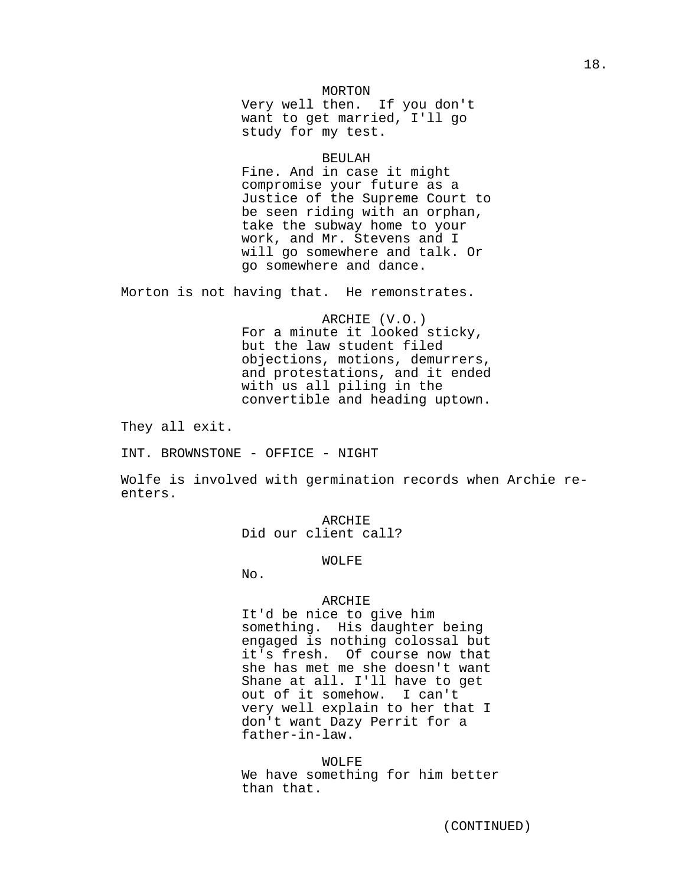MORTON
Very well then. If you don't want to get married, I'll go study for my test.

BEULAH
Fine. And in case it might compromise your future as a Justice of the Supreme Court to be seen riding with an orphan, take the subway home to your work, and Mr. Stevens and I will go somewhere and talk. Or go somewhere and dance.

Morton is not having that. He remonstrates.

ARCHIE (V.O.)
For a minute it looked sticky, but the law student filed objections, motions, demurrers, and protestations, and it ended with us all piling in the convertible and heading uptown.

They all exit.

INT. BROWNSTONE - OFFICE - NIGHT

Wolfe is involved with germination records when Archie re-enters.

ARCHIE
Did our client call?

WOLFE
No.

ARCHIE
It'd be nice to give him something. His daughter being engaged is nothing colossal but it's fresh. Of course now that she has met me she doesn't want Shane at all. I'll have to get out of it somehow. I can't very well explain to her that I don't want Dazy Perrit for a father-in-law.

WOLFE
We have something for him better than that.

(CONTINUED)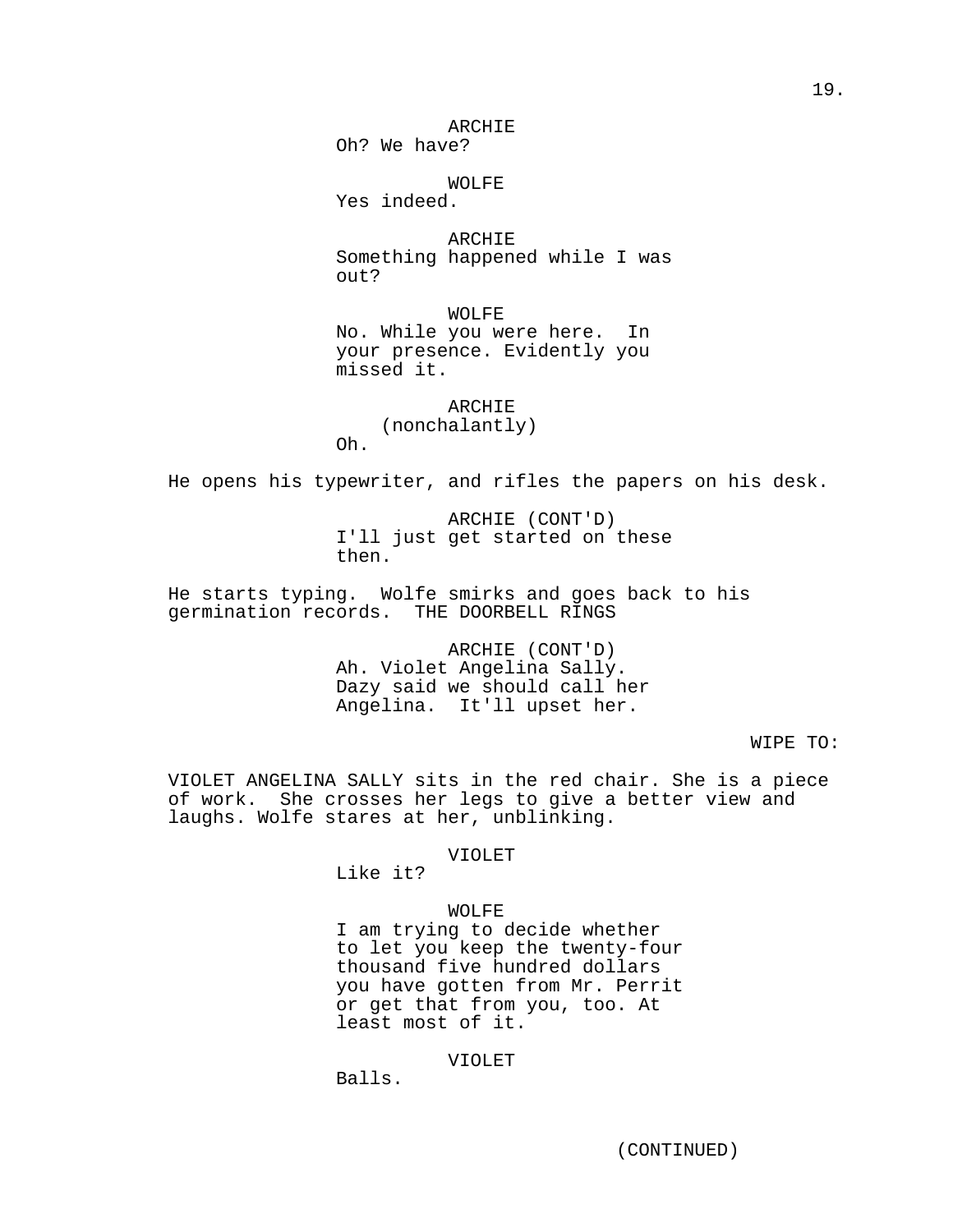ARCHIE
Oh? We have?

WOLFE
Yes indeed.

ARCHIE
Something happened while I was out?

WOLFE
No. While you were here. In your presence. Evidently you missed it.

ARCHIE
(nonchalantly)
Oh.

He opens his typewriter, and rifles the papers on his desk.

ARCHIE (CONT'D)
I'll just get started on these then.

He starts typing. Wolfe smirks and goes back to his germination records. THE DOORBELL RINGS

ARCHIE (CONT'D)
Ah. Violet Angelina Sally. Dazy said we should call her Angelina. It'll upset her.

WIPE TO:

VIOLET ANGELINA SALLY sits in the red chair. She is a piece of work. She crosses her legs to give a better view and laughs. Wolfe stares at her, unblinking.

VIOLET
Like it?

WOLFE
I am trying to decide whether to let you keep the twenty-four thousand five hundred dollars you have gotten from Mr. Perrit or get that from you, too. At least most of it.

VIOLET
Balls.

(CONTINUED)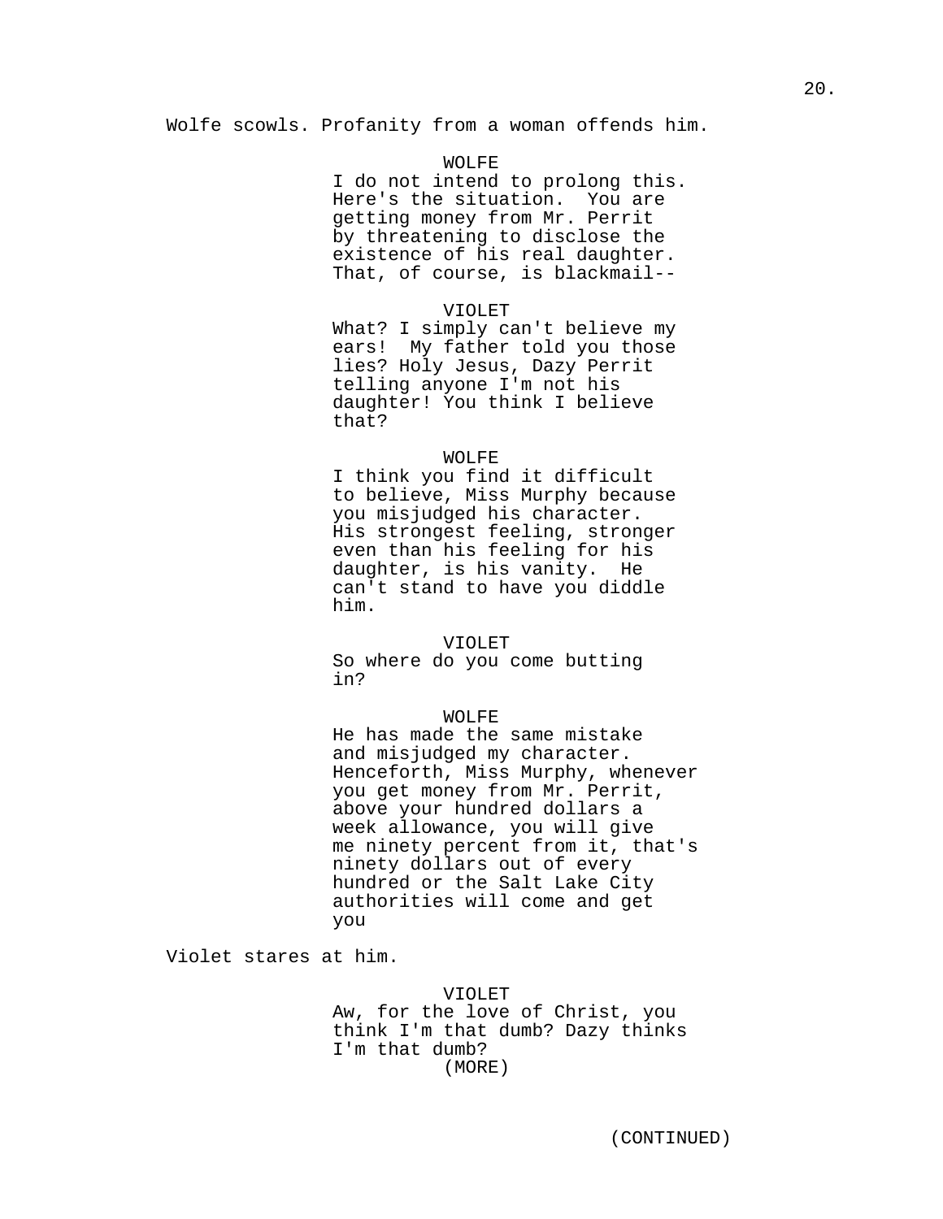Wolfe scowls. Profanity from a woman offends him.

WOLFE
I do not intend to prolong this. Here's the situation. You are getting money from Mr. Perrit by threatening to disclose the existence of his real daughter. That, of course, is blackmail--

VIOLET
What? I simply can't believe my ears! My father told you those lies? Holy Jesus, Dazy Perrit telling anyone I'm not his daughter! You think I believe that?

WOLFE
I think you find it difficult to believe, Miss Murphy because you misjudged his character. His strongest feeling, stronger even than his feeling for his daughter, is his vanity. He can't stand to have you diddle him.

VIOLET
So where do you come butting in?

WOLFE
He has made the same mistake and misjudged my character. Henceforth, Miss Murphy, whenever you get money from Mr. Perrit, above your hundred dollars a week allowance, you will give me ninety percent from it, that's ninety dollars out of every hundred or the Salt Lake City authorities will come and get you

Violet stares at him.

VIOLET
Aw, for the love of Christ, you think I'm that dumb? Dazy thinks I'm that dumb?
(MORE)

(CONTINUED)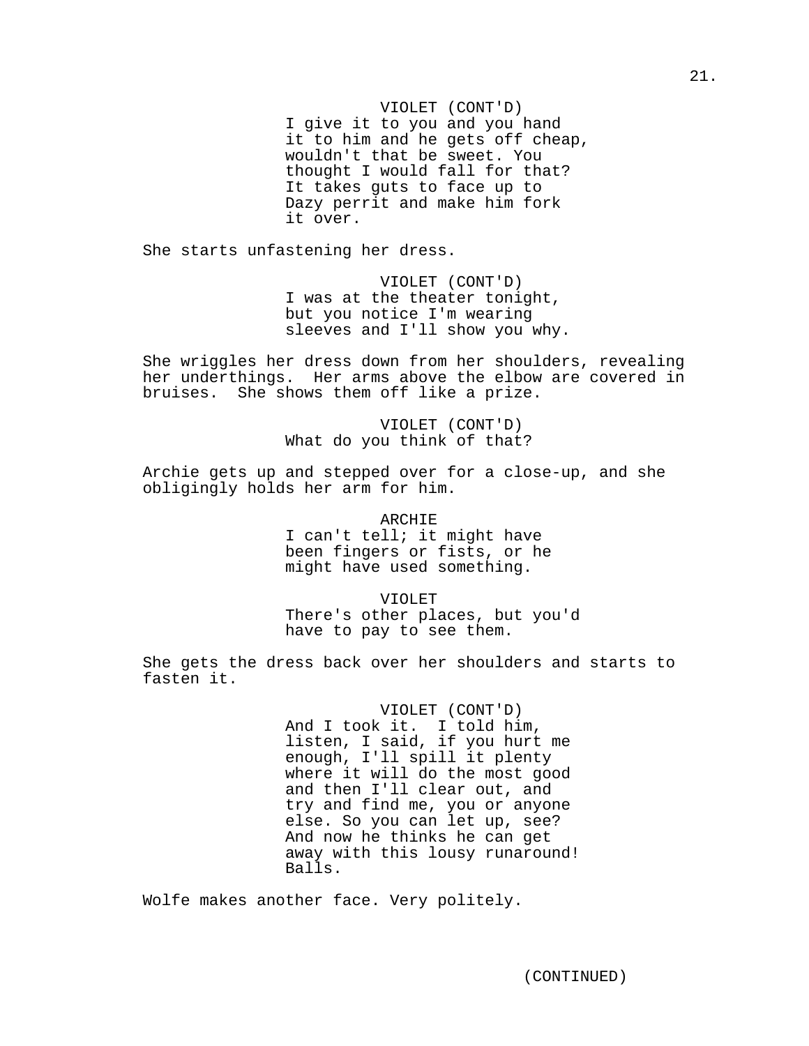VIOLET (CONT'D)
I give it to you and you hand it to him and he gets off cheap, wouldn't that be sweet. You thought I would fall for that? It takes guts to face up to Dazy perrit and make him fork it over.

She starts unfastening her dress.

VIOLET (CONT'D)
I was at the theater tonight, but you notice I'm wearing sleeves and I'll show you why.

She wriggles her dress down from her shoulders, revealing her underthings. Her arms above the elbow are covered in bruises. She shows them off like a prize.

VIOLET (CONT'D)
What do you think of that?

Archie gets up and stepped over for a close-up, and she obligingly holds her arm for him.

ARCHIE
I can't tell; it might have been fingers or fists, or he might have used something.

VIOLET
There's other places, but you'd have to pay to see them.

She gets the dress back over her shoulders and starts to fasten it.

VIOLET (CONT'D)
And I took it. I told him, listen, I said, if you hurt me enough, I'll spill it plenty where it will do the most good and then I'll clear out, and try and find me, you or anyone else. So you can let up, see? And now he thinks he can get away with this lousy runaround! Balls.

Wolfe makes another face. Very politely.

(CONTINUED)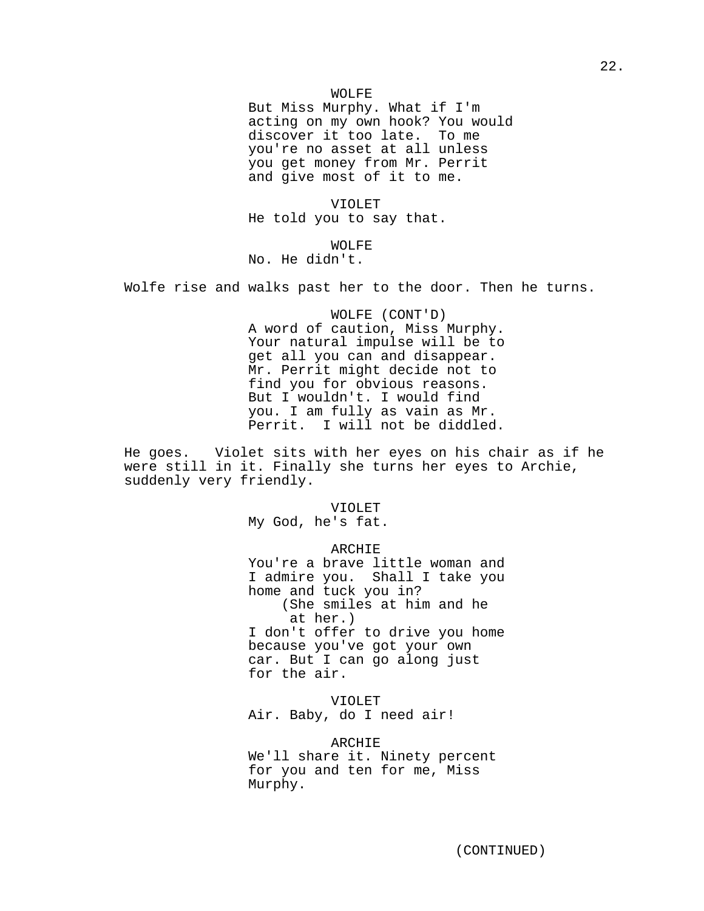WOLFE
But Miss Murphy. What if I'm acting on my own hook? You would discover it too late. To me you're no asset at all unless you get money from Mr. Perrit and give most of it to me.

VIOLET
He told you to say that.

WOLFE
No. He didn't.

Wolfe rise and walks past her to the door. Then he turns.

WOLFE (CONT'D)
A word of caution, Miss Murphy. Your natural impulse will be to get all you can and disappear. Mr. Perrit might decide not to find you for obvious reasons. But I wouldn't. I would find you. I am fully as vain as Mr. Perrit. I will not be diddled.

He goes. Violet sits with her eyes on his chair as if he were still in it. Finally she turns her eyes to Archie, suddenly very friendly.

VIOLET
My God, he's fat.

ARCHIE
You're a brave little woman and I admire you. Shall I take you home and tuck you in?
(She smiles at him and he at her.)
I don't offer to drive you home because you've got your own car. But I can go along just for the air.

VIOLET
Air. Baby, do I need air!

ARCHIE
We'll share it. Ninety percent for you and ten for me, Miss Murphy.

(CONTINUED)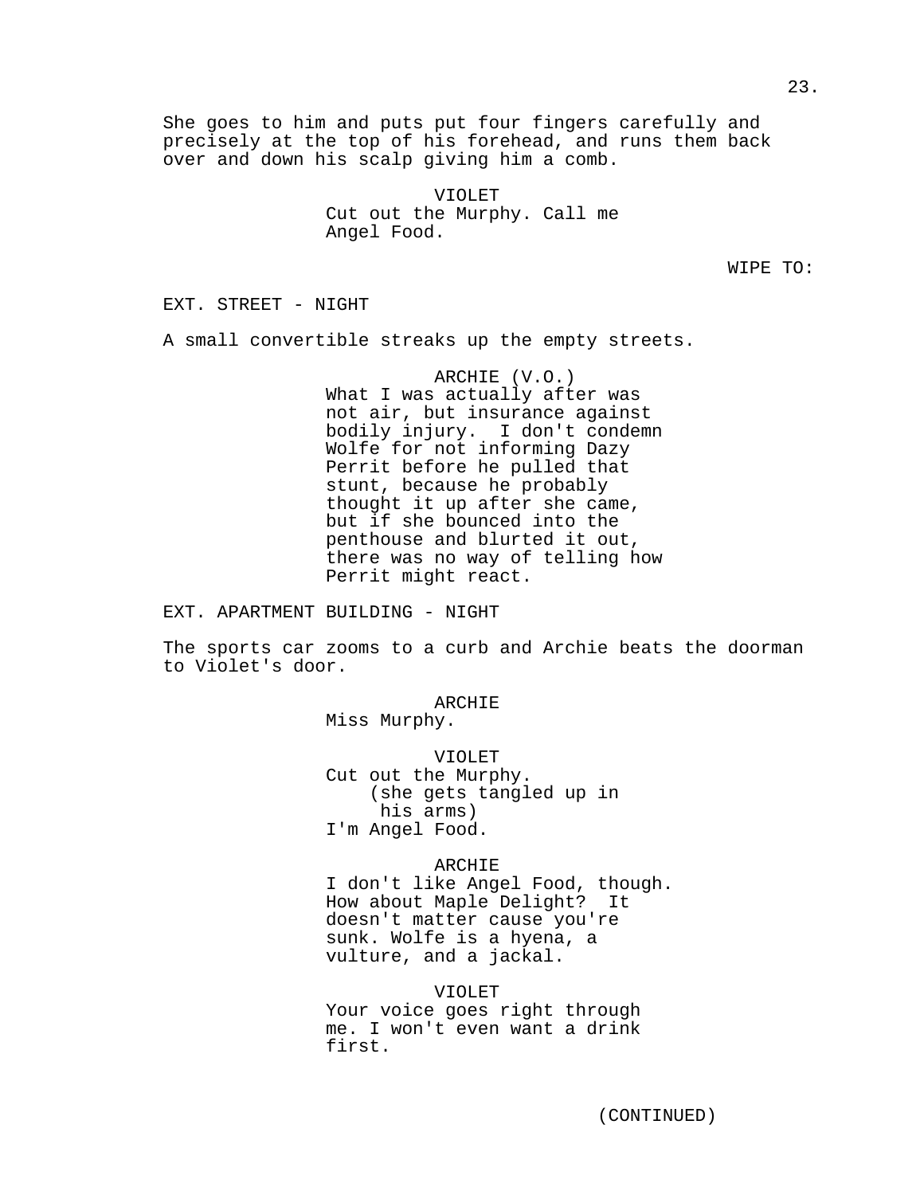She goes to him and puts put four fingers carefully and precisely at the top of his forehead, and runs them back over and down his scalp giving him a comb.

VIOLET
Cut out the Murphy. Call me Angel Food.

WIPE TO:

EXT. STREET - NIGHT

A small convertible streaks up the empty streets.

ARCHIE (V.O.)
What I was actually after was not air, but insurance against bodily injury. I don't condemn Wolfe for not informing Dazy Perrit before he pulled that stunt, because he probably thought it up after she came, but if she bounced into the penthouse and blurted it out, there was no way of telling how Perrit might react.

EXT. APARTMENT BUILDING - NIGHT

The sports car zooms to a curb and Archie beats the doorman to Violet's door.

ARCHIE
Miss Murphy.

VIOLET
Cut out the Murphy.
(she gets tangled up in his arms)
I'm Angel Food.

ARCHIE
I don't like Angel Food, though. How about Maple Delight? It doesn't matter cause you're sunk. Wolfe is a hyena, a vulture, and a jackal.

VIOLET
Your voice goes right through me. I won't even want a drink first.

(CONTINUED)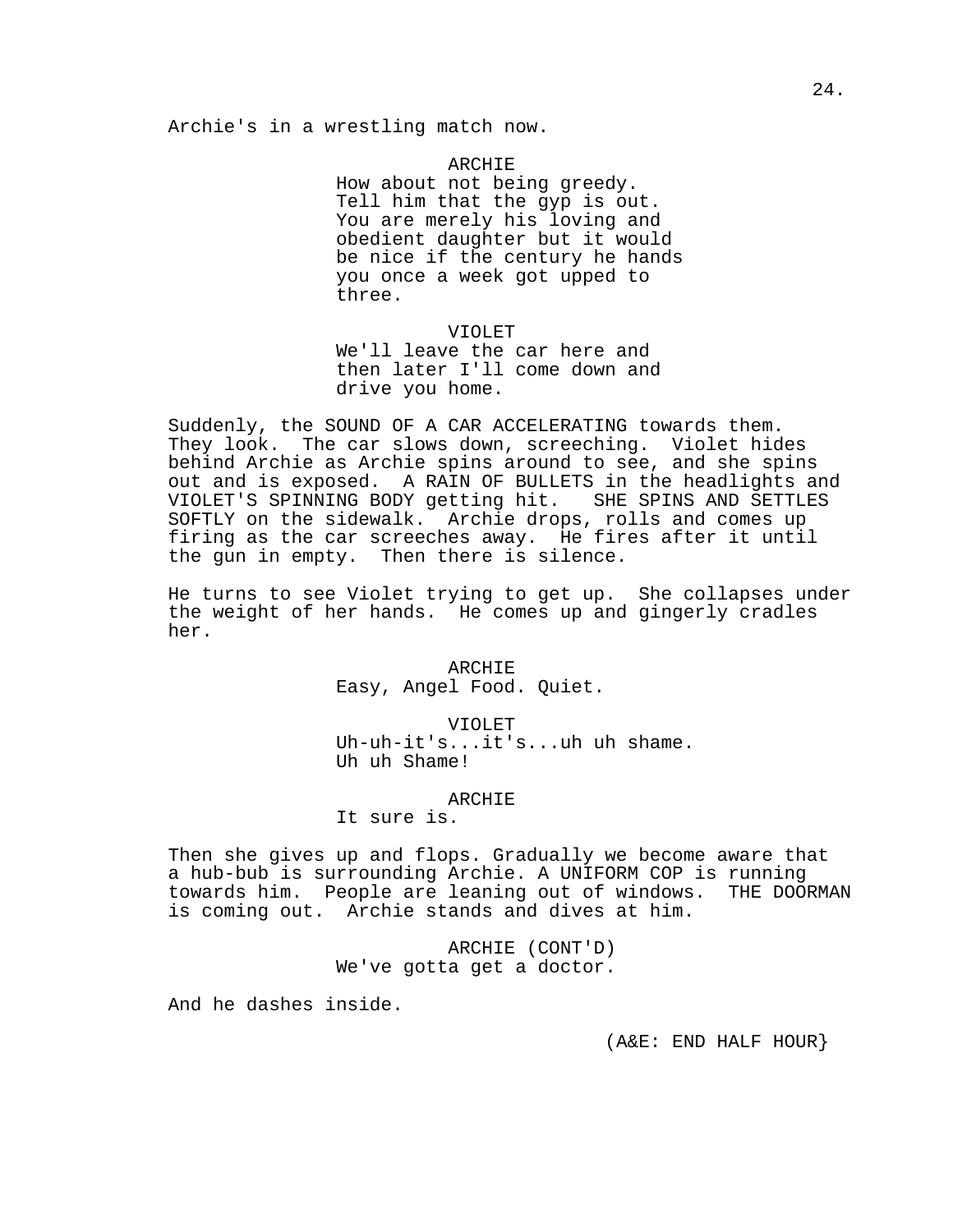Archie's in a wrestling match now.

ARCHIE
How about not being greedy.
Tell him that the gyp is out.
You are merely his loving and
obedient daughter but it would
be nice if the century he hands
you once a week got upped to
three.

VIOLET
We'll leave the car here and
then later I'll come down and
drive you home.

Suddenly, the SOUND OF A CAR ACCELERATING towards them. They look. The car slows down, screeching. Violet hides behind Archie as Archie spins around to see, and she spins out and is exposed. A RAIN OF BULLETS in the headlights and VIOLET'S SPINNING BODY getting hit. SHE SPINS AND SETTLES SOFTLY on the sidewalk. Archie drops, rolls and comes up firing as the car screeches away. He fires after it until the gun in empty. Then there is silence.

He turns to see Violet trying to get up. She collapses under the weight of her hands. He comes up and gingerly cradles her.

ARCHIE
Easy, Angel Food. Quiet.

VIOLET
Uh-uh-it's...it's...uh uh shame.
Uh uh Shame!

ARCHIE
It sure is.

Then she gives up and flops. Gradually we become aware that a hub-bub is surrounding Archie. A UNIFORM COP is running towards him. People are leaning out of windows. THE DOORMAN is coming out. Archie stands and dives at him.

ARCHIE (CONT'D)
We've gotta get a doctor.

And he dashes inside.

(A&E: END HALF HOUR}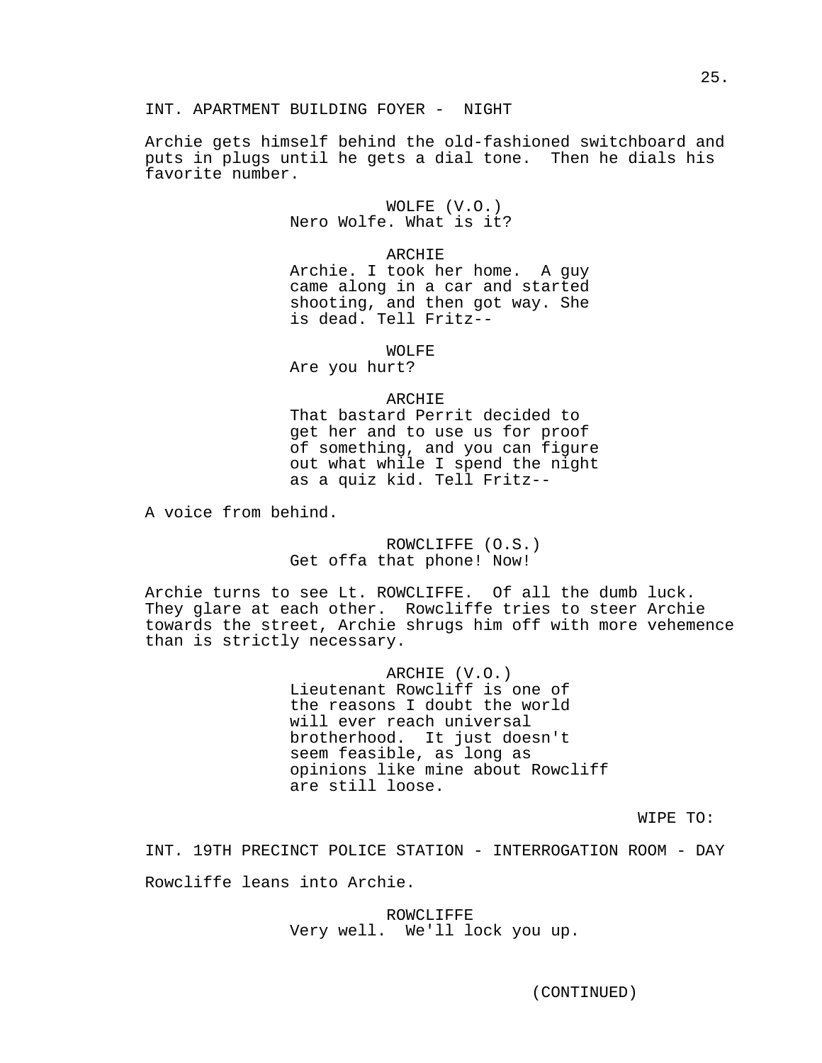INT. APARTMENT BUILDING FOYER - NIGHT

Archie gets himself behind the old-fashioned switchboard and puts in plugs until he gets a dial tone. Then he dials his favorite number.

WOLFE (V.O.)
Nero Wolfe. What is it?

ARCHIE
Archie. I took her home. A guy came along in a car and started shooting, and then got way. She is dead. Tell Fritz--

WOLFE
Are you hurt?

ARCHIE
That bastard Perrit decided to get her and to use us for proof of something, and you can figure out what while I spend the night as a quiz kid. Tell Fritz--

A voice from behind.

ROWCLIFFE (O.S.)
Get offa that phone! Now!

Archie turns to see Lt. ROWCLIFFE. Of all the dumb luck. They glare at each other. Rowcliffe tries to steer Archie towards the street, Archie shrugs him off with more vehemence than is strictly necessary.

ARCHIE (V.O.)
Lieutenant Rowcliff is one of the reasons I doubt the world will ever reach universal brotherhood. It just doesn't seem feasible, as long as opinions like mine about Rowcliff are still loose.

WIPE TO:

INT. 19TH PRECINCT POLICE STATION - INTERROGATION ROOM - DAY

Rowcliffe leans into Archie.

ROWCLIFFE
Very well. We'll lock you up.

(CONTINUED)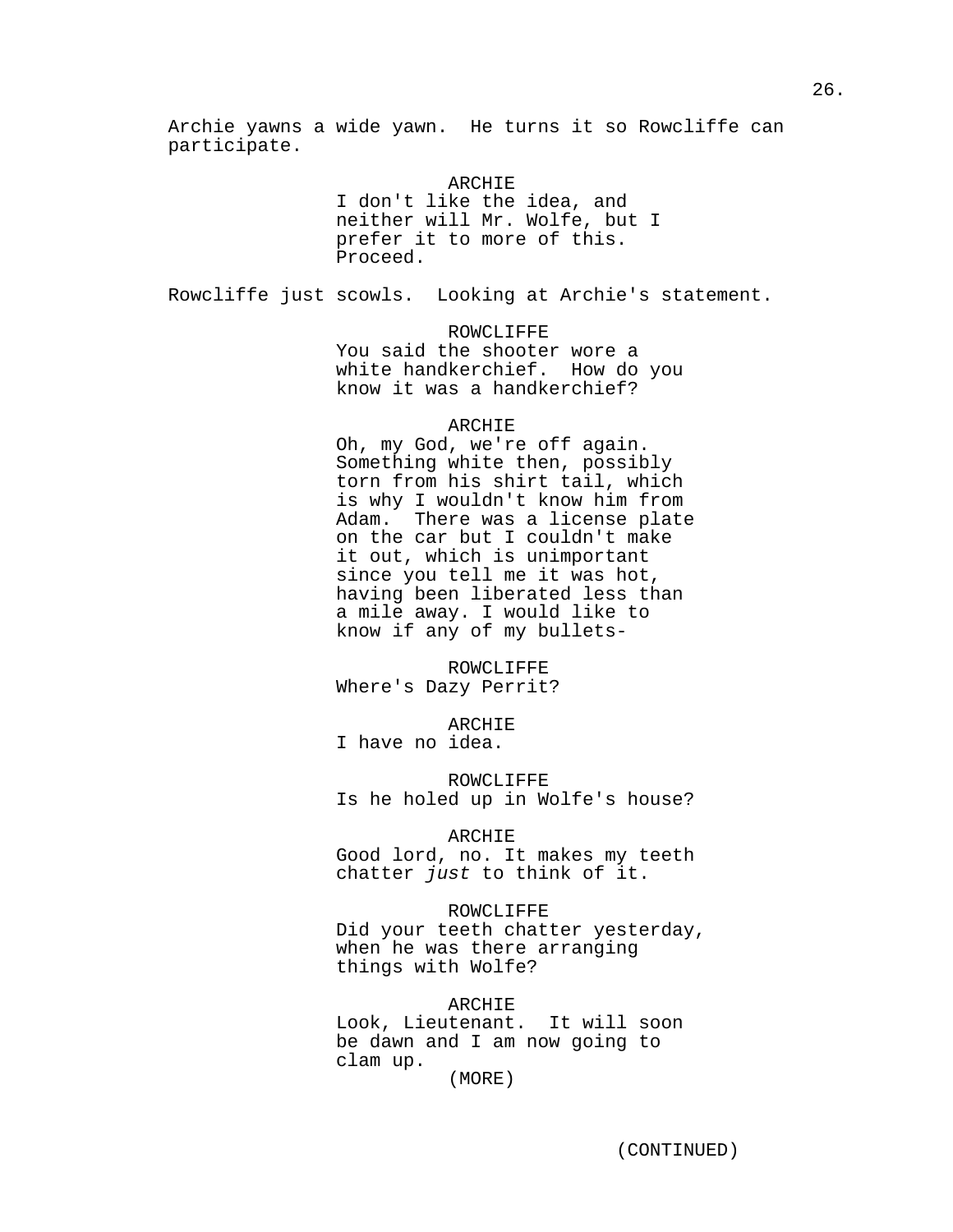Archie yawns a wide yawn. He turns it so Rowcliffe can participate.

ARCHIE
I don't like the idea, and neither will Mr. Wolfe, but I prefer it to more of this. Proceed.

Rowcliffe just scowls. Looking at Archie's statement.

ROWCLIFFE
You said the shooter wore a white handkerchief. How do you know it was a handkerchief?

ARCHIE
Oh, my God, we're off again. Something white then, possibly torn from his shirt tail, which is why I wouldn't know him from Adam. There was a license plate on the car but I couldn't make it out, which is unimportant since you tell me it was hot, having been liberated less than a mile away. I would like to know if any of my bullets-

ROWCLIFFE
Where's Dazy Perrit?

ARCHIE
I have no idea.

ROWCLIFFE
Is he holed up in Wolfe's house?

ARCHIE
Good lord, no. It makes my teeth chatter *just* to think of it.

ROWCLIFFE
Did your teeth chatter yesterday, when he was there arranging things with Wolfe?

ARCHIE
Look, Lieutenant. It will soon be dawn and I am now going to clam up.
(MORE)

(CONTINUED)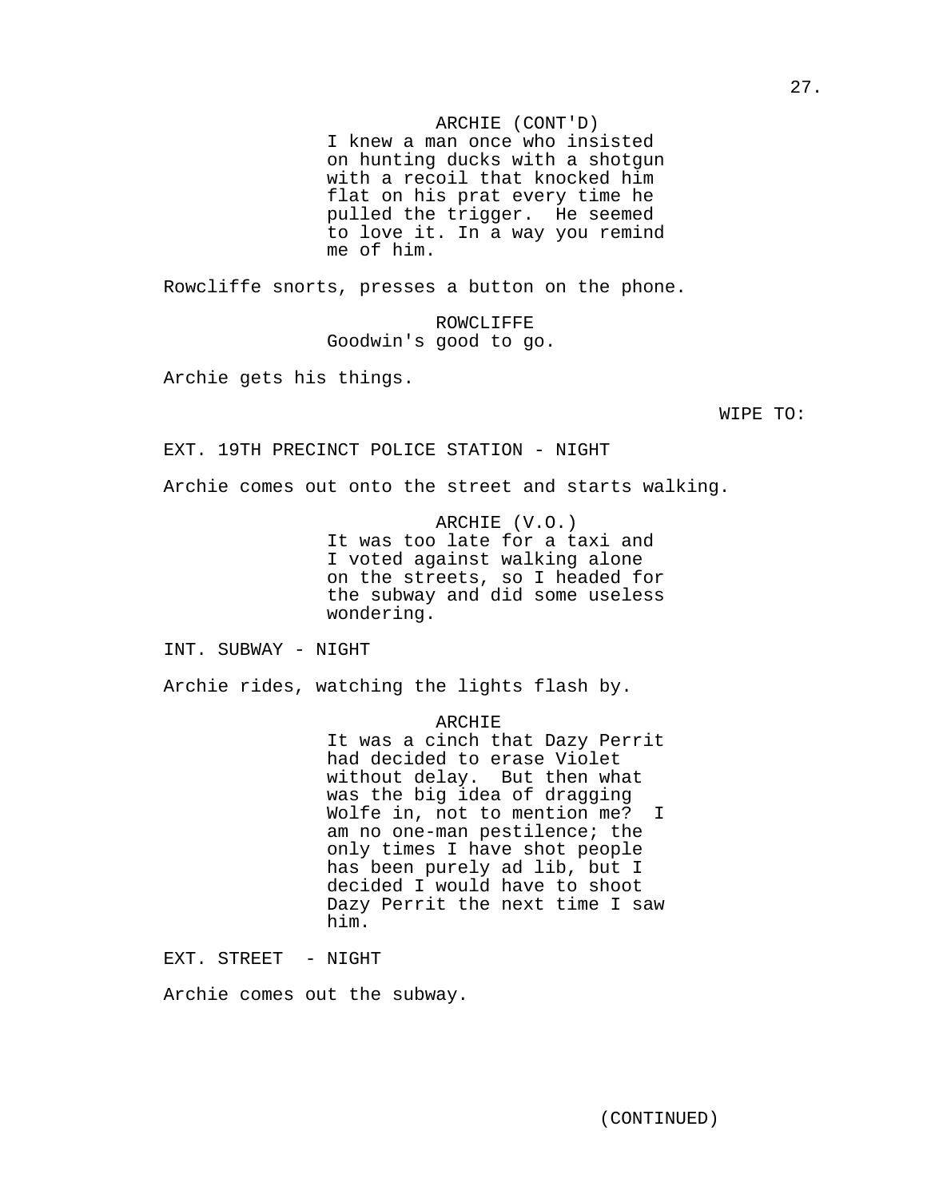ARCHIE (CONT'D)
I knew a man once who insisted on hunting ducks with a shotgun with a recoil that knocked him flat on his prat every time he pulled the trigger.  He seemed to love it. In a way you remind me of him.

Rowcliffe snorts, presses a button on the phone.

ROWCLIFFE
Goodwin's good to go.

Archie gets his things.

WIPE TO:

EXT. 19TH PRECINCT POLICE STATION - NIGHT

Archie comes out onto the street and starts walking.

ARCHIE (V.O.)
It was too late for a taxi and I voted against walking alone on the streets, so I headed for the subway and did some useless wondering.

INT. SUBWAY - NIGHT

Archie rides, watching the lights flash by.

ARCHIE
It was a cinch that Dazy Perrit had decided to erase Violet without delay.  But then what was the big idea of dragging Wolfe in, not to mention me?  I am no one-man pestilence; the only times I have shot people has been purely ad lib, but I decided I would have to shoot Dazy Perrit the next time I saw him.

EXT. STREET  - NIGHT

Archie comes out the subway.

(CONTINUED)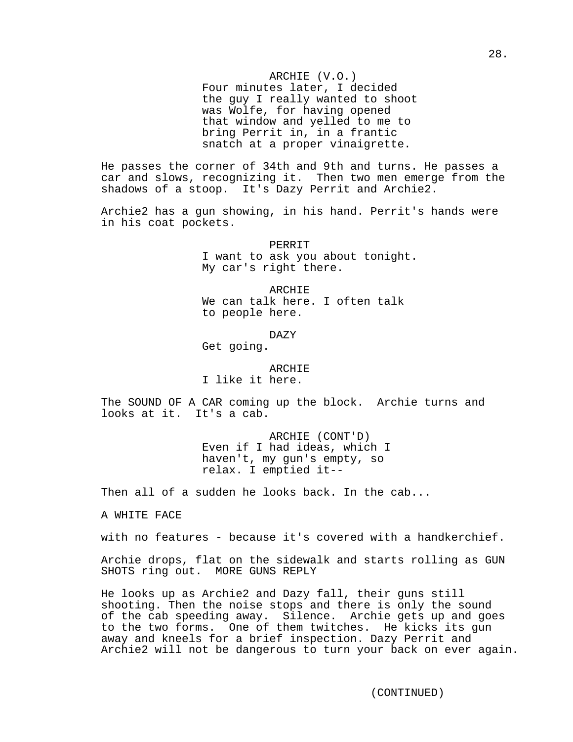ARCHIE (V.O.)
Four minutes later, I decided the guy I really wanted to shoot was Wolfe, for having opened that window and yelled to me to bring Perrit in, in a frantic snatch at a proper vinaigrette.

He passes the corner of 34th and 9th and turns. He passes a car and slows, recognizing it. Then two men emerge from the shadows of a stoop. It's Dazy Perrit and Archie2.

Archie2 has a gun showing, in his hand. Perrit's hands were in his coat pockets.

PERRIT
I want to ask you about tonight. My car's right there.

ARCHIE
We can talk here. I often talk to people here.

DAZY
Get going.

ARCHIE
I like it here.

The SOUND OF A CAR coming up the block. Archie turns and looks at it. It's a cab.

ARCHIE (CONT'D)
Even if I had ideas, which I haven't, my gun's empty, so relax. I emptied it--

Then all of a sudden he looks back. In the cab...

A WHITE FACE

with no features - because it's covered with a handkerchief.

Archie drops, flat on the sidewalk and starts rolling as GUN SHOTS ring out. MORE GUNS REPLY

He looks up as Archie2 and Dazy fall, their guns still shooting. Then the noise stops and there is only the sound of the cab speeding away. Silence. Archie gets up and goes to the two forms. One of them twitches. He kicks its gun away and kneels for a brief inspection. Dazy Perrit and Archie2 will not be dangerous to turn your back on ever again.

(CONTINUED)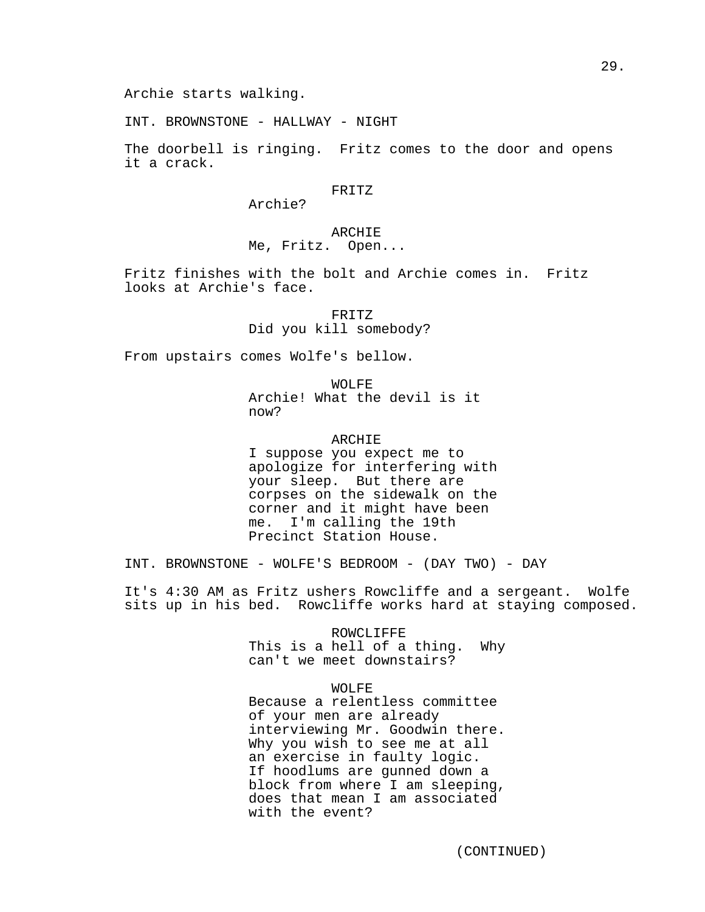Archie starts walking.

INT. BROWNSTONE - HALLWAY - NIGHT

The doorbell is ringing. Fritz comes to the door and opens it a crack.

FRITZ
Archie?

ARCHIE
Me, Fritz. Open...

Fritz finishes with the bolt and Archie comes in. Fritz looks at Archie's face.

FRITZ
Did you kill somebody?

From upstairs comes Wolfe's bellow.

WOLFE
Archie! What the devil is it now?

ARCHIE
I suppose you expect me to apologize for interfering with your sleep. But there are corpses on the sidewalk on the corner and it might have been me. I'm calling the 19th Precinct Station House.

INT. BROWNSTONE - WOLFE'S BEDROOM - (DAY TWO) - DAY

It's 4:30 AM as Fritz ushers Rowcliffe and a sergeant. Wolfe sits up in his bed. Rowcliffe works hard at staying composed.

ROWCLIFFE
This is a hell of a thing. Why can't we meet downstairs?

WOLFE
Because a relentless committee of your men are already interviewing Mr. Goodwin there. Why you wish to see me at all an exercise in faulty logic. If hoodlums are gunned down a block from where I am sleeping, does that mean I am associated with the event?

(CONTINUED)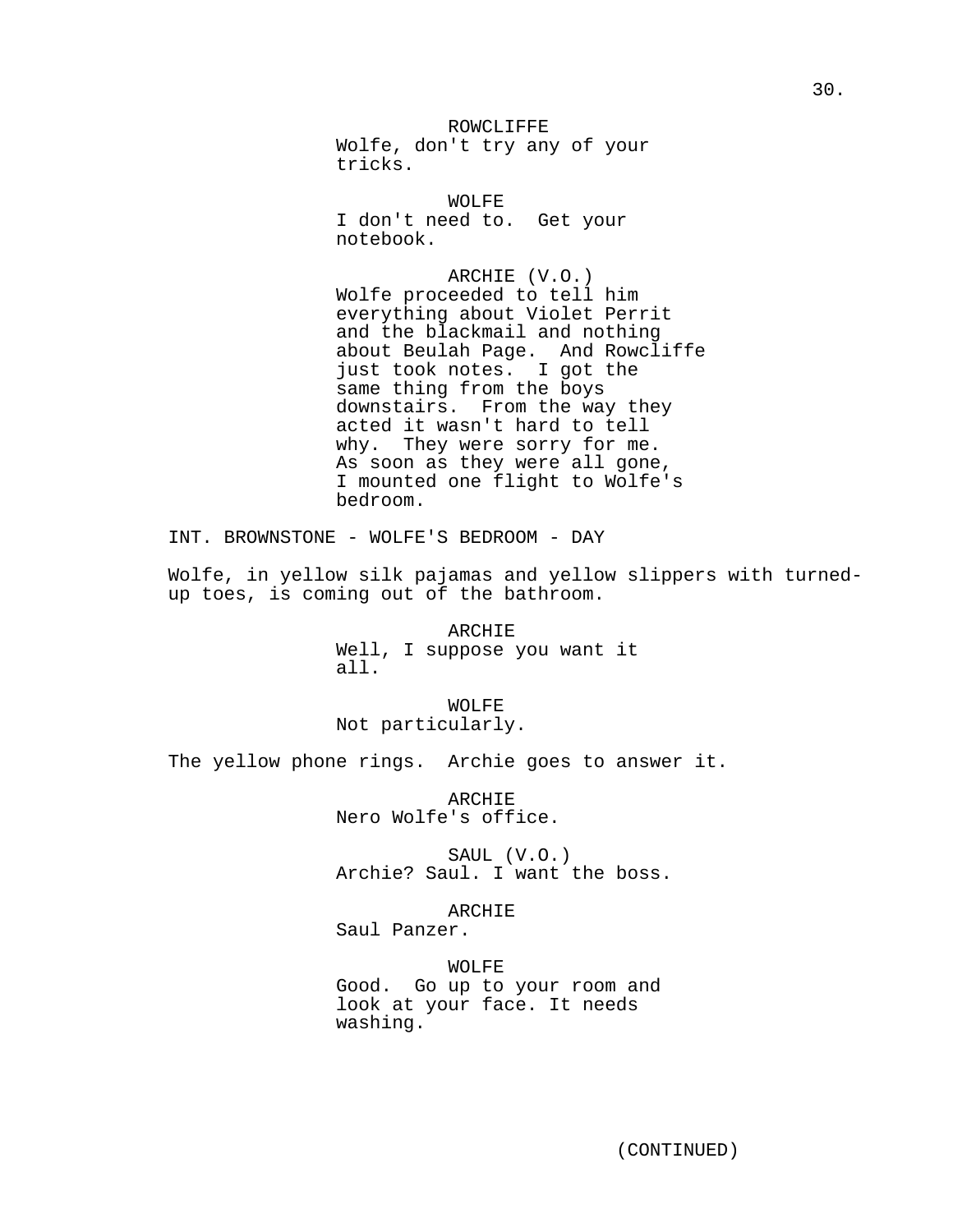ROWCLIFFE
Wolfe, don't try any of your tricks.

WOLFE
I don't need to. Get your notebook.

ARCHIE (V.O.)
Wolfe proceeded to tell him everything about Violet Perrit and the blackmail and nothing about Beulah Page. And Rowcliffe just took notes. I got the same thing from the boys downstairs. From the way they acted it wasn't hard to tell why. They were sorry for me. As soon as they were all gone, I mounted one flight to Wolfe's bedroom.

INT. BROWNSTONE - WOLFE'S BEDROOM - DAY

Wolfe, in yellow silk pajamas and yellow slippers with turned-up toes, is coming out of the bathroom.

ARCHIE
Well, I suppose you want it all.

WOLFE
Not particularly.

The yellow phone rings. Archie goes to answer it.

ARCHIE
Nero Wolfe's office.

SAUL (V.O.)
Archie? Saul. I want the boss.

ARCHIE
Saul Panzer.

WOLFE
Good. Go up to your room and look at your face. It needs washing.

(CONTINUED)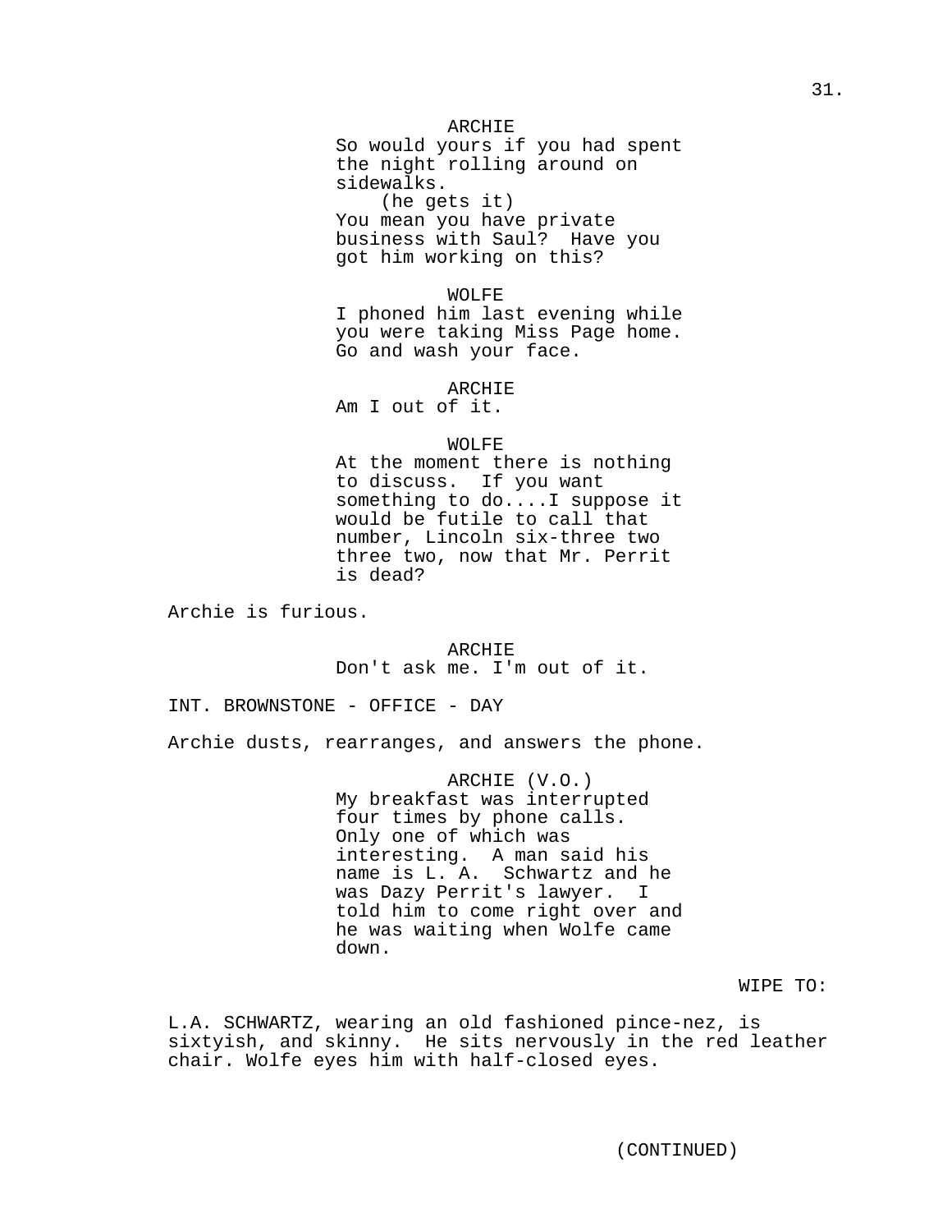ARCHIE
So would yours if you had spent the night rolling around on sidewalks.
(he gets it)
You mean you have private business with Saul? Have you got him working on this?

WOLFE
I phoned him last evening while you were taking Miss Page home. Go and wash your face.

ARCHIE
Am I out of it.

WOLFE
At the moment there is nothing to discuss. If you want something to do....I suppose it would be futile to call that number, Lincoln six-three two three two, now that Mr. Perrit is dead?

Archie is furious.

ARCHIE
Don't ask me. I'm out of it.

INT. BROWNSTONE - OFFICE - DAY

Archie dusts, rearranges, and answers the phone.

ARCHIE (V.O.)
My breakfast was interrupted four times by phone calls. Only one of which was interesting. A man said his name is L. A. Schwartz and he was Dazy Perrit's lawyer. I told him to come right over and he was waiting when Wolfe came down.

WIPE TO:

L.A. SCHWARTZ, wearing an old fashioned pince-nez, is sixtyish, and skinny. He sits nervously in the red leather chair. Wolfe eyes him with half-closed eyes.

(CONTINUED)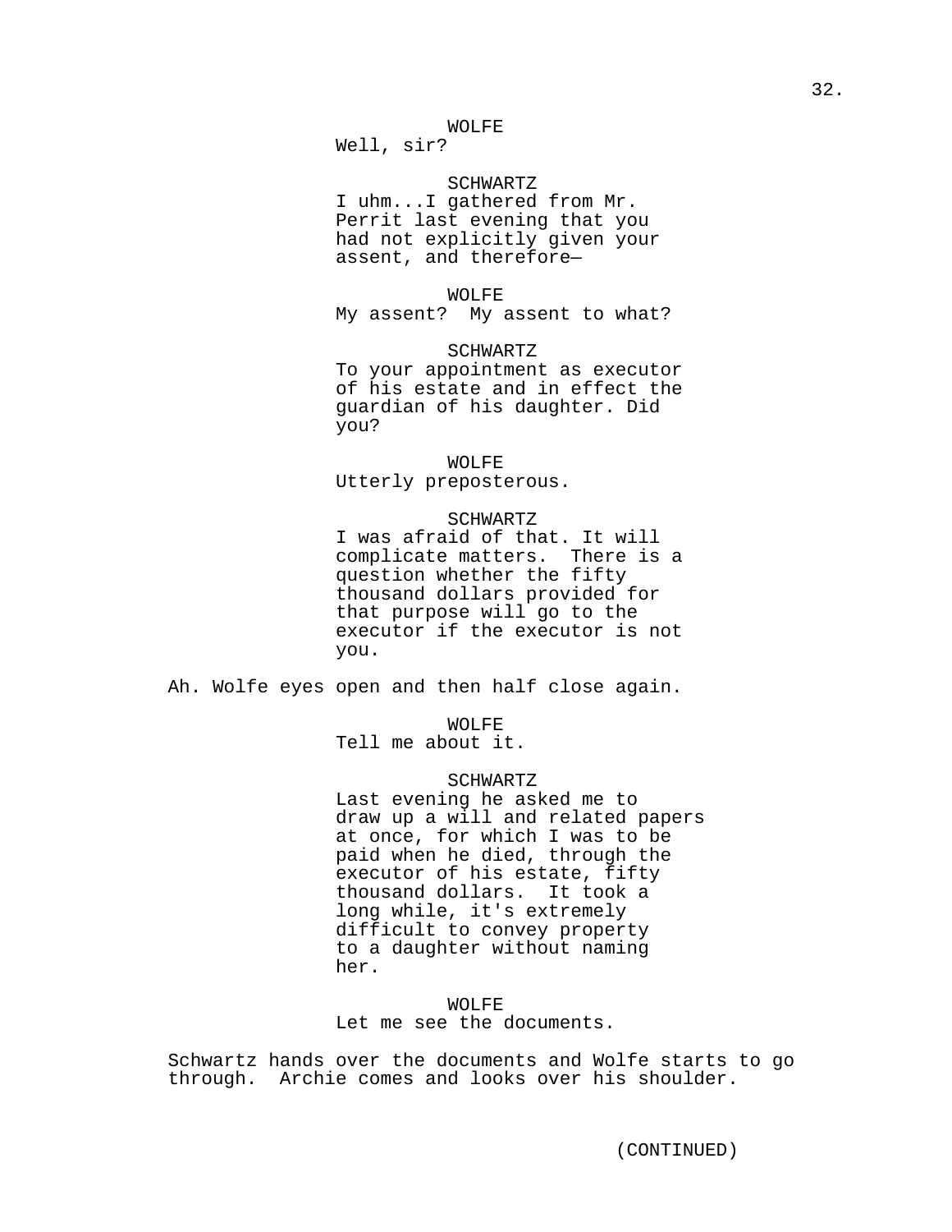WOLFE
Well, sir?

SCHWARTZ
I uhm...I gathered from Mr. Perrit last evening that you had not explicitly given your assent, and therefore—

WOLFE
My assent? My assent to what?

SCHWARTZ
To your appointment as executor of his estate and in effect the guardian of his daughter. Did you?

WOLFE
Utterly preposterous.

SCHWARTZ
I was afraid of that. It will complicate matters. There is a question whether the fifty thousand dollars provided for that purpose will go to the executor if the executor is not you.

Ah. Wolfe eyes open and then half close again.

WOLFE
Tell me about it.

SCHWARTZ
Last evening he asked me to draw up a will and related papers at once, for which I was to be paid when he died, through the executor of his estate, fifty thousand dollars. It took a long while, it's extremely difficult to convey property to a daughter without naming her.

WOLFE
Let me see the documents.

Schwartz hands over the documents and Wolfe starts to go through. Archie comes and looks over his shoulder.

(CONTINUED)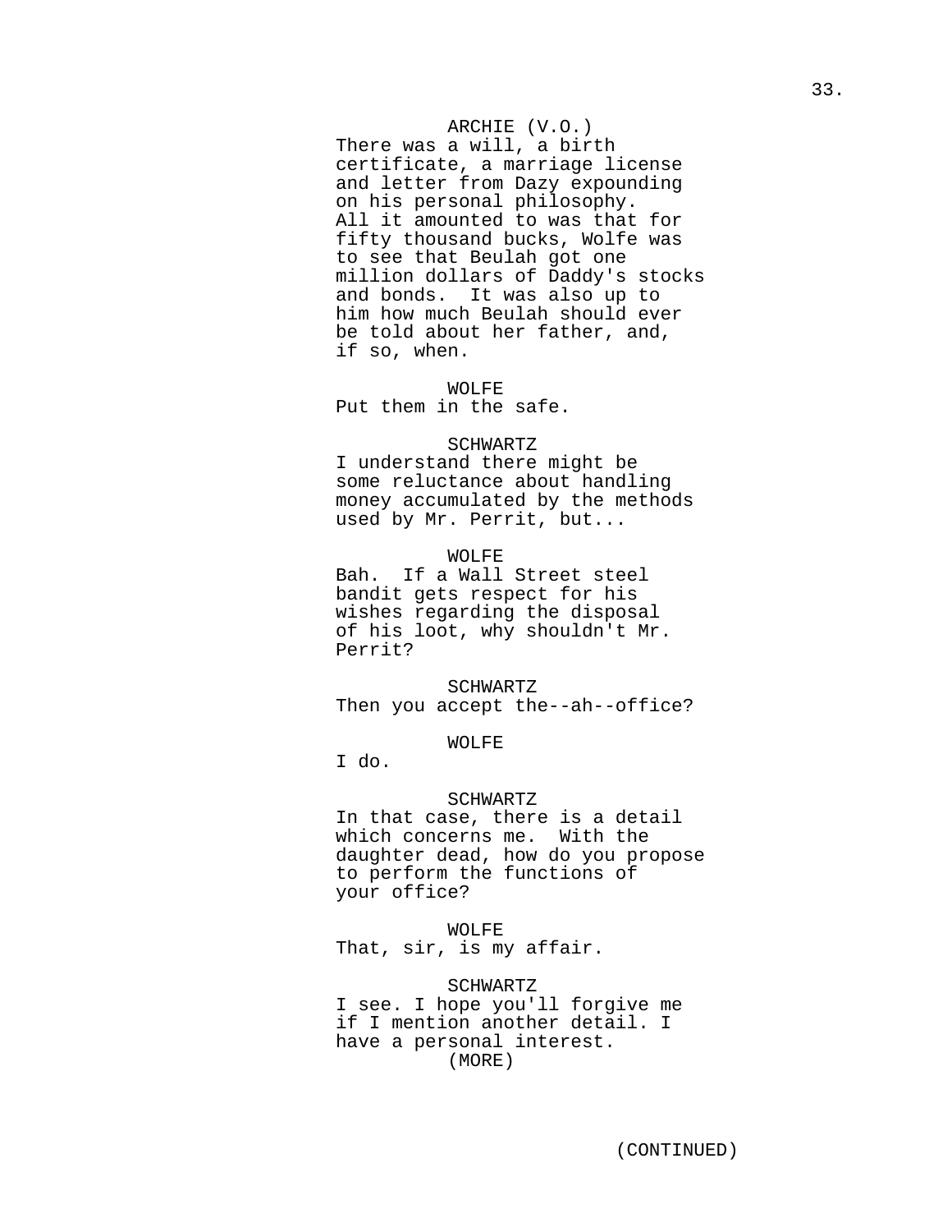ARCHIE (V.O.)
There was a will, a birth certificate, a marriage license and letter from Dazy expounding on his personal philosophy. All it amounted to was that for fifty thousand bucks, Wolfe was to see that Beulah got one million dollars of Daddy's stocks and bonds. It was also up to him how much Beulah should ever be told about her father, and, if so, when.

WOLFE
Put them in the safe.

SCHWARTZ
I understand there might be some reluctance about handling money accumulated by the methods used by Mr. Perrit, but...

WOLFE
Bah. If a Wall Street steel bandit gets respect for his wishes regarding the disposal of his loot, why shouldn't Mr. Perrit?

SCHWARTZ
Then you accept the--ah--office?

WOLFE
I do.

SCHWARTZ
In that case, there is a detail which concerns me. With the daughter dead, how do you propose to perform the functions of your office?

WOLFE
That, sir, is my affair.

SCHWARTZ
I see. I hope you'll forgive me if I mention another detail. I have a personal interest.
(MORE)

(CONTINUED)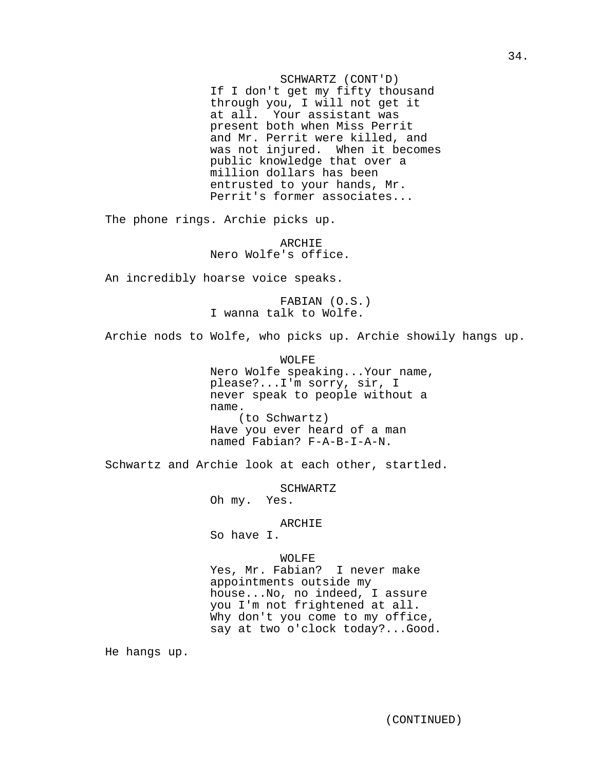SCHWARTZ (CONT'D)
If I don't get my fifty thousand through you, I will not get it at all. Your assistant was present both when Miss Perrit and Mr. Perrit were killed, and was not injured. When it becomes public knowledge that over a million dollars has been entrusted to your hands, Mr. Perrit's former associates...

The phone rings. Archie picks up.

ARCHIE
Nero Wolfe's office.

An incredibly hoarse voice speaks.

FABIAN (O.S.)
I wanna talk to Wolfe.

Archie nods to Wolfe, who picks up. Archie showily hangs up.

WOLFE
Nero Wolfe speaking...Your name, please?...I'm sorry, sir, I never speak to people without a name.
(to Schwartz)
Have you ever heard of a man named Fabian? F-A-B-I-A-N.

Schwartz and Archie look at each other, startled.

SCHWARTZ
Oh my. Yes.

ARCHIE
So have I.

WOLFE
Yes, Mr. Fabian? I never make appointments outside my house...No, no indeed, I assure you I'm not frightened at all. Why don't you come to my office, say at two o'clock today?...Good.

He hangs up.

(CONTINUED)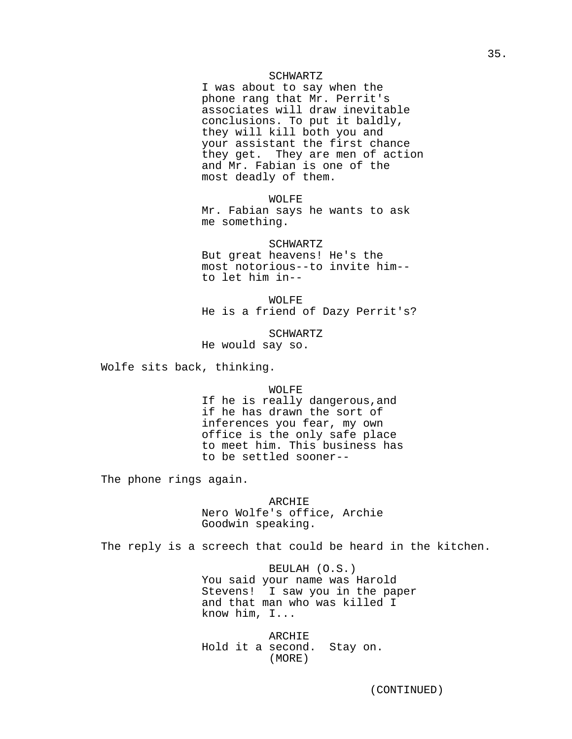SCHWARTZ
I was about to say when the phone rang that Mr. Perrit's associates will draw inevitable conclusions. To put it baldly, they will kill both you and your assistant the first chance they get. They are men of action and Mr. Fabian is one of the most deadly of them.

WOLFE
Mr. Fabian says he wants to ask me something.

SCHWARTZ
But great heavens! He's the most notorious--to invite him--to let him in--

WOLFE
He is a friend of Dazy Perrit's?

SCHWARTZ
He would say so.

Wolfe sits back, thinking.

WOLFE
If he is really dangerous,and if he has drawn the sort of inferences you fear, my own office is the only safe place to meet him. This business has to be settled sooner--

The phone rings again.

ARCHIE
Nero Wolfe's office, Archie Goodwin speaking.

The reply is a screech that could be heard in the kitchen.

BEULAH (O.S.)
You said your name was Harold Stevens! I saw you in the paper and that man who was killed I know him, I...

ARCHIE
Hold it a second. Stay on.
(MORE)

(CONTINUED)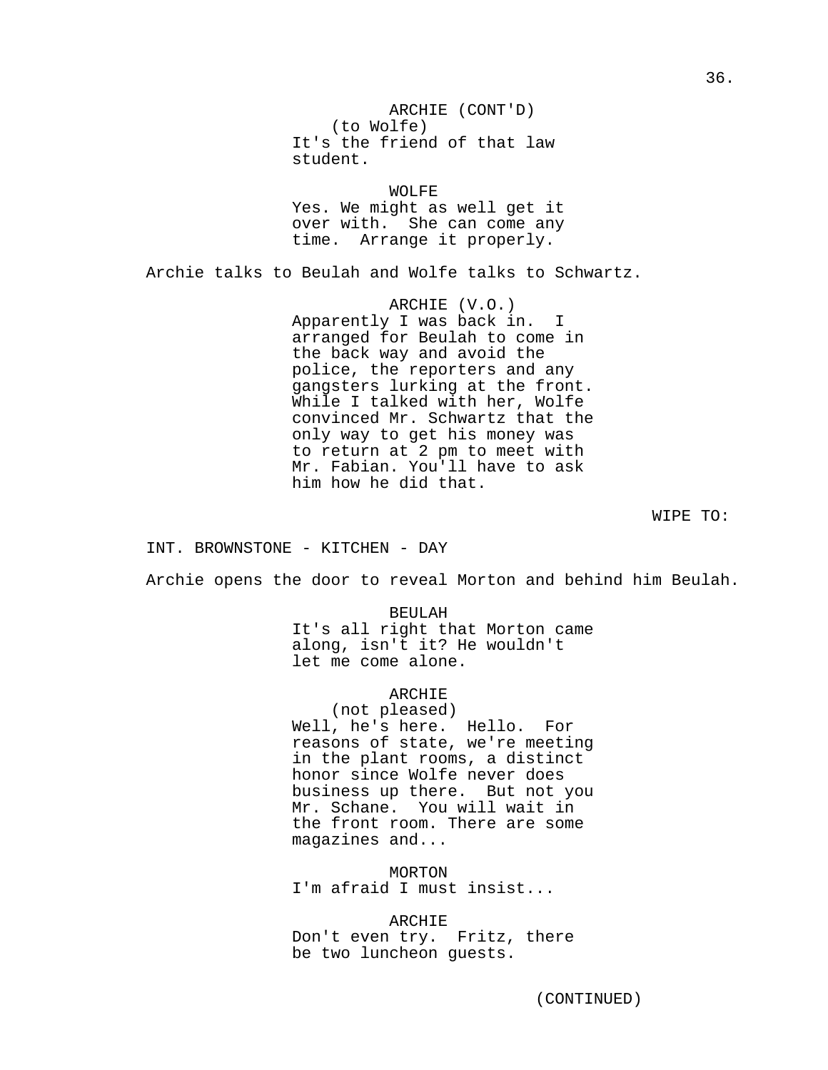ARCHIE (CONT'D)
(to Wolfe)
It's the friend of that law student.

WOLFE
Yes. We might as well get it over with. She can come any time. Arrange it properly.

Archie talks to Beulah and Wolfe talks to Schwartz.

ARCHIE (V.O.)
Apparently I was back in. I arranged for Beulah to come in the back way and avoid the police, the reporters and any gangsters lurking at the front. While I talked with her, Wolfe convinced Mr. Schwartz that the only way to get his money was to return at 2 pm to meet with Mr. Fabian. You'll have to ask him how he did that.

WIPE TO:

INT. BROWNSTONE - KITCHEN - DAY

Archie opens the door to reveal Morton and behind him Beulah.

BEULAH
It's all right that Morton came along, isn't it? He wouldn't let me come alone.

ARCHIE
(not pleased)
Well, he's here. Hello. For reasons of state, we're meeting in the plant rooms, a distinct honor since Wolfe never does business up there. But not you Mr. Schane. You will wait in the front room. There are some magazines and...

MORTON
I'm afraid I must insist...

ARCHIE
Don't even try. Fritz, there be two luncheon guests.

(CONTINUED)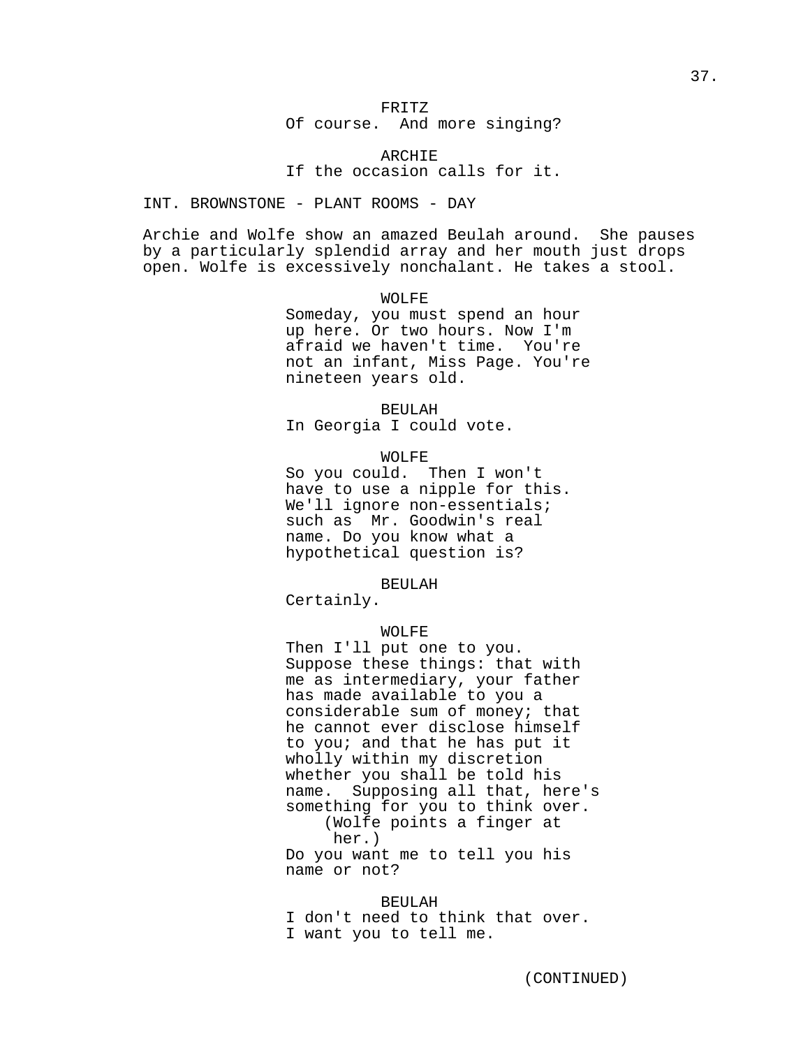FRITZ
Of course.  And more singing?

ARCHIE
If the occasion calls for it.

INT. BROWNSTONE - PLANT ROOMS - DAY

Archie and Wolfe show an amazed Beulah around.  She pauses by a particularly splendid array and her mouth just drops open. Wolfe is excessively nonchalant. He takes a stool.

WOLFE
Someday, you must spend an hour up here. Or two hours. Now I'm afraid we haven't time.  You're not an infant, Miss Page. You're nineteen years old.

BEULAH
In Georgia I could vote.

WOLFE
So you could.  Then I won't have to use a nipple for this. We'll ignore non-essentials; such as  Mr. Goodwin's real name. Do you know what a hypothetical question is?

BEULAH
Certainly.

WOLFE
Then I'll put one to you. Suppose these things: that with me as intermediary, your father has made available to you a considerable sum of money; that he cannot ever disclose himself to you; and that he has put it wholly within my discretion whether you shall be told his name.  Supposing all that, here's something for you to think over.
(Wolfe points a finger at her.)
Do you want me to tell you his name or not?

BEULAH
I don't need to think that over. I want you to tell me.

(CONTINUED)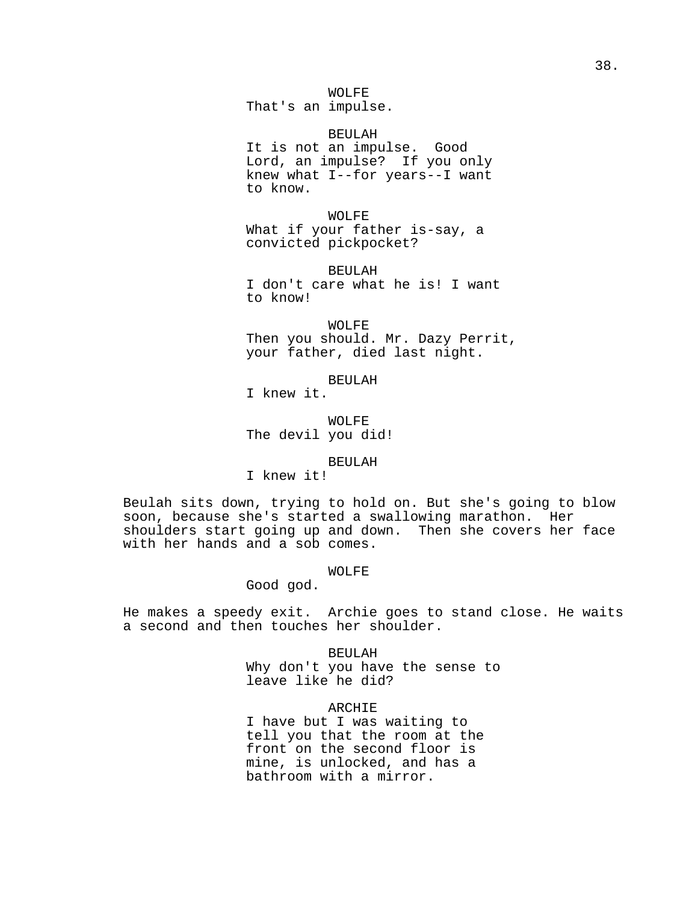WOLFE
That's an impulse.

BEULAH
It is not an impulse. Good Lord, an impulse? If you only knew what I--for years--I want to know.

WOLFE
What if your father is-say, a convicted pickpocket?

BEULAH
I don't care what he is! I want to know!

WOLFE
Then you should. Mr. Dazy Perrit, your father, died last night.

BEULAH
I knew it.

WOLFE
The devil you did!

BEULAH
I knew it!

Beulah sits down, trying to hold on. But she's going to blow soon, because she's started a swallowing marathon. Her shoulders start going up and down. Then she covers her face with her hands and a sob comes.

WOLFE
Good god.

He makes a speedy exit. Archie goes to stand close. He waits a second and then touches her shoulder.

BEULAH
Why don't you have the sense to leave like he did?

ARCHIE
I have but I was waiting to tell you that the room at the front on the second floor is mine, is unlocked, and has a bathroom with a mirror.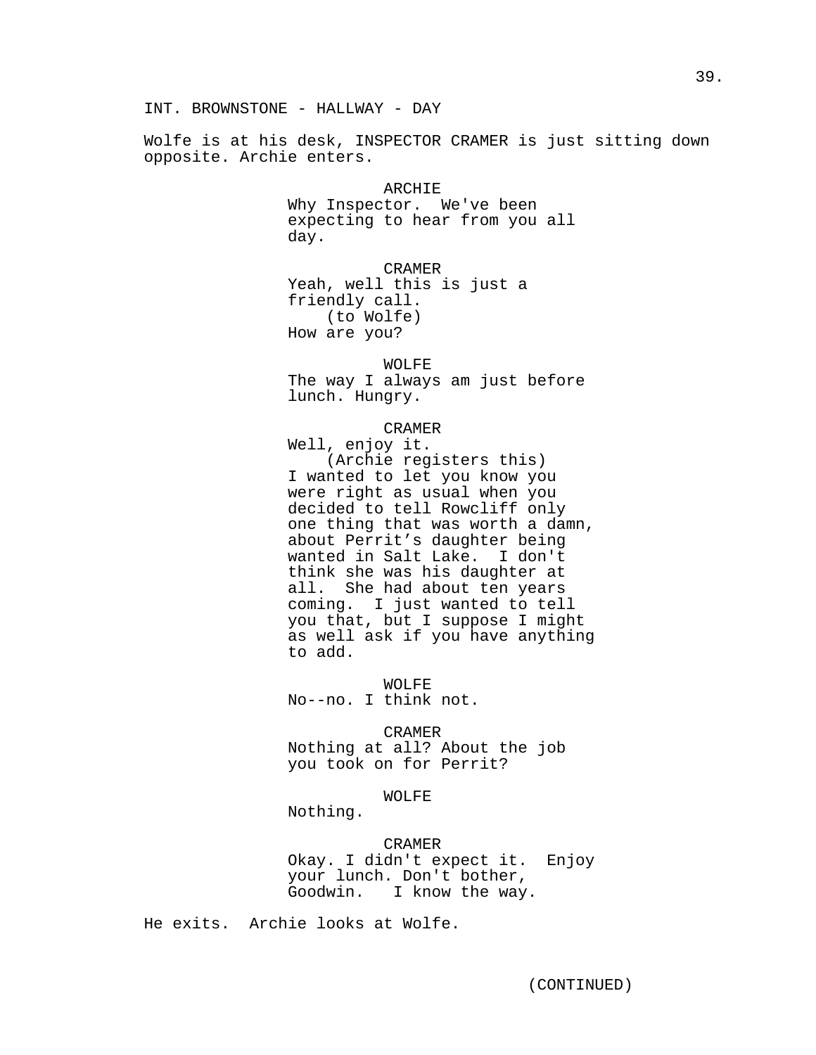INT. BROWNSTONE - HALLWAY - DAY

Wolfe is at his desk, INSPECTOR CRAMER is just sitting down opposite. Archie enters.

ARCHIE
Why Inspector. We've been expecting to hear from you all day.

CRAMER
Yeah, well this is just a friendly call.
(to Wolfe)
How are you?

WOLFE
The way I always am just before lunch. Hungry.

CRAMER
Well, enjoy it.
(Archie registers this)
I wanted to let you know you were right as usual when you decided to tell Rowcliff only one thing that was worth a damn, about Perrit's daughter being wanted in Salt Lake. I don't think she was his daughter at all. She had about ten years coming. I just wanted to tell you that, but I suppose I might as well ask if you have anything to add.

WOLFE
No--no. I think not.

CRAMER
Nothing at all? About the job you took on for Perrit?

WOLFE
Nothing.

CRAMER
Okay. I didn't expect it. Enjoy your lunch. Don't bother, Goodwin. I know the way.

He exits. Archie looks at Wolfe.

(CONTINUED)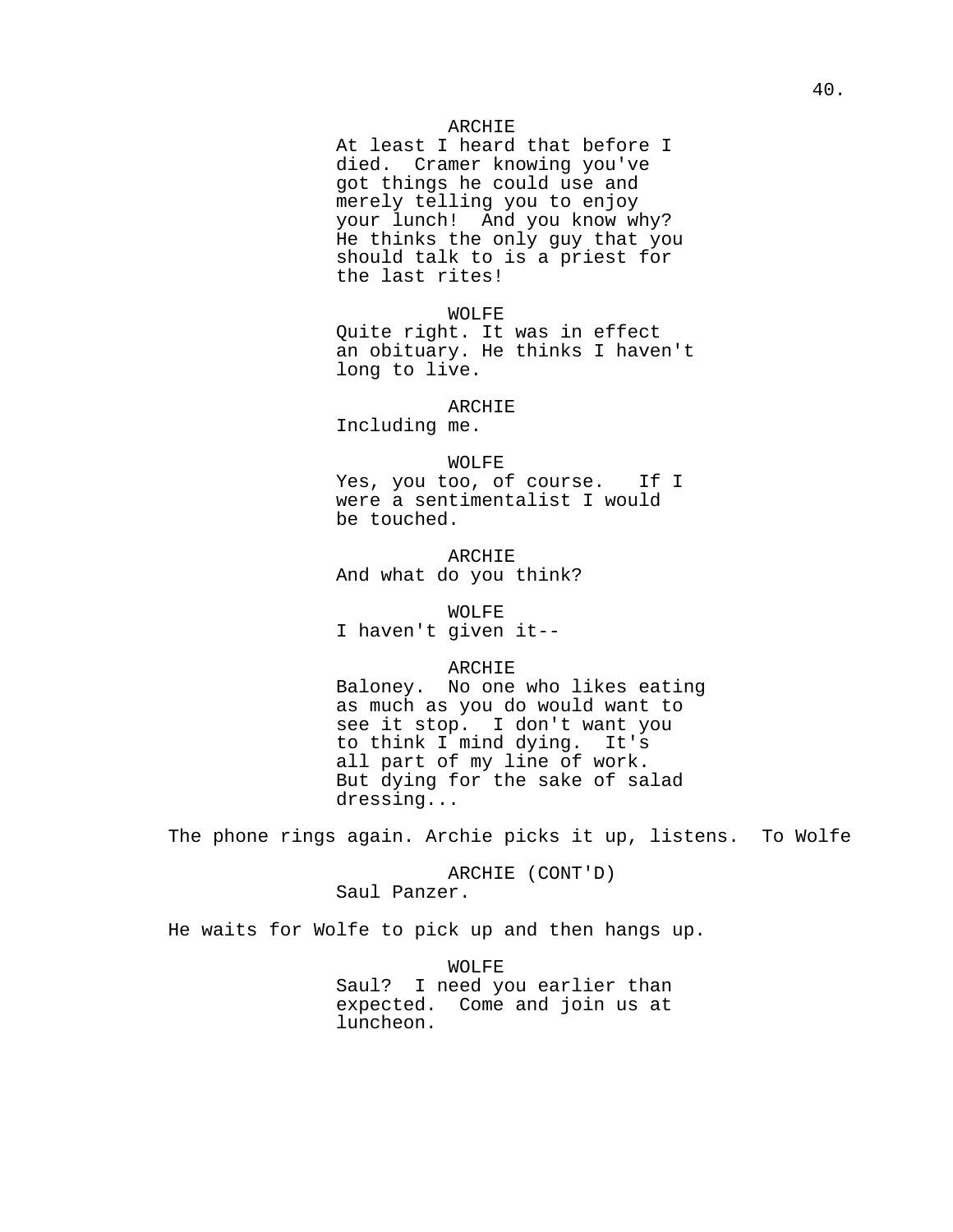ARCHIE

At least I heard that before I died. Cramer knowing you've got things he could use and merely telling you to enjoy your lunch! And you know why? He thinks the only guy that you should talk to is a priest for the last rites!

WOLFE

Quite right. It was in effect an obituary. He thinks I haven't long to live.

ARCHIE

Including me.

WOLFE

Yes, you too, of course. If I were a sentimentalist I would be touched.

ARCHIE

And what do you think?

WOLFE

I haven't given it--

ARCHIE

Baloney. No one who likes eating as much as you do would want to see it stop. I don't want you to think I mind dying. It's all part of my line of work. But dying for the sake of salad dressing...

The phone rings again. Archie picks it up, listens. To Wolfe

ARCHIE (CONT'D)

Saul Panzer.

He waits for Wolfe to pick up and then hangs up.

WOLFE

Saul? I need you earlier than expected. Come and join us at luncheon.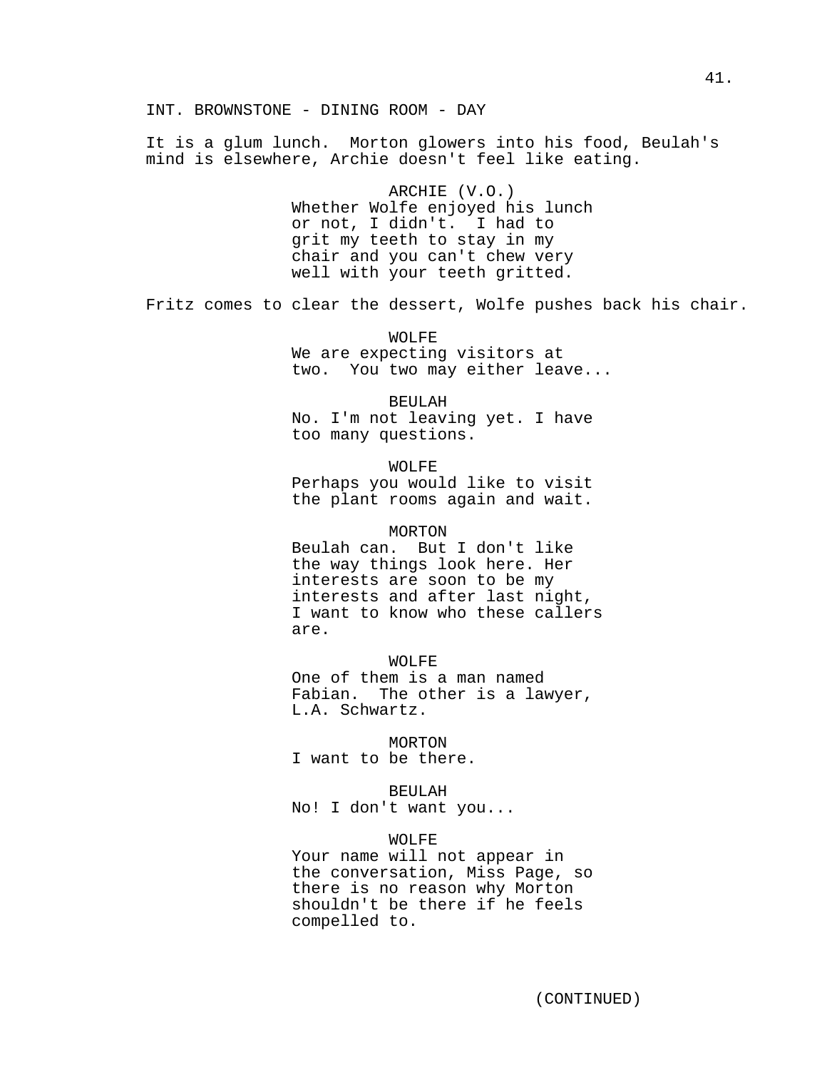INT. BROWNSTONE - DINING ROOM - DAY

It is a glum lunch. Morton glowers into his food, Beulah's mind is elsewhere, Archie doesn't feel like eating.

ARCHIE (V.O.)
Whether Wolfe enjoyed his lunch or not, I didn't. I had to grit my teeth to stay in my chair and you can't chew very well with your teeth gritted.

Fritz comes to clear the dessert, Wolfe pushes back his chair.

WOLFE
We are expecting visitors at two. You two may either leave...

BEULAH
No. I'm not leaving yet. I have too many questions.

WOLFE
Perhaps you would like to visit the plant rooms again and wait.

MORTON
Beulah can. But I don't like the way things look here. Her interests are soon to be my interests and after last night, I want to know who these callers are.

WOLFE
One of them is a man named Fabian. The other is a lawyer, L.A. Schwartz.

MORTON
I want to be there.

BEULAH
No! I don't want you...

WOLFE
Your name will not appear in the conversation, Miss Page, so there is no reason why Morton shouldn't be there if he feels compelled to.

(CONTINUED)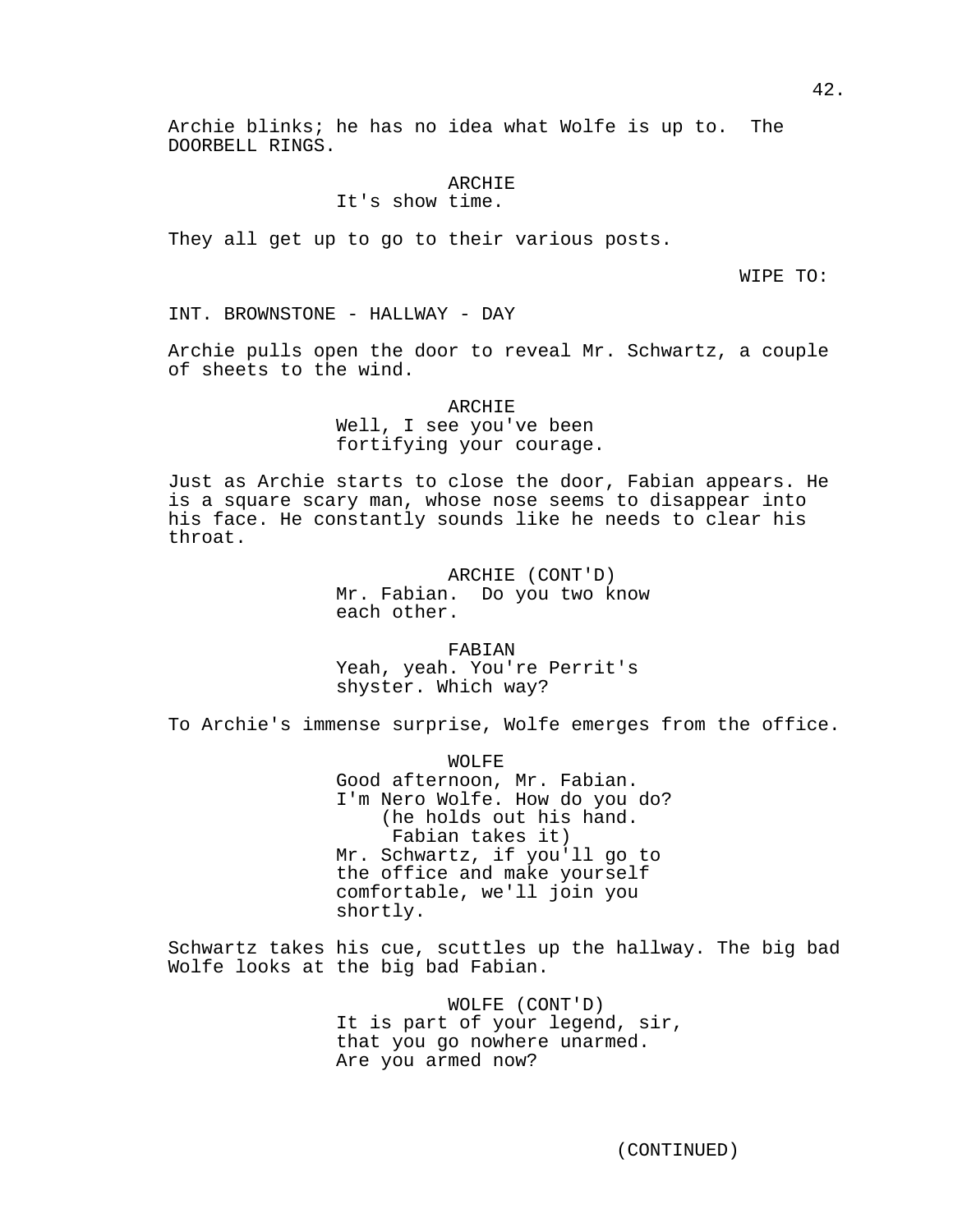Archie blinks; he has no idea what Wolfe is up to. The DOORBELL RINGS.

ARCHIE
It's show time.

They all get up to go to their various posts.

WIPE TO:

INT. BROWNSTONE - HALLWAY - DAY

Archie pulls open the door to reveal Mr. Schwartz, a couple of sheets to the wind.

ARCHIE
Well, I see you've been fortifying your courage.

Just as Archie starts to close the door, Fabian appears. He is a square scary man, whose nose seems to disappear into his face. He constantly sounds like he needs to clear his throat.

ARCHIE (CONT'D)
Mr. Fabian. Do you two know each other.

FABIAN
Yeah, yeah. You're Perrit's shyster. Which way?

To Archie's immense surprise, Wolfe emerges from the office.

WOLFE
Good afternoon, Mr. Fabian. I'm Nero Wolfe. How do you do?
(he holds out his hand. Fabian takes it)
Mr. Schwartz, if you'll go to the office and make yourself comfortable, we'll join you shortly.

Schwartz takes his cue, scuttles up the hallway. The big bad Wolfe looks at the big bad Fabian.

WOLFE (CONT'D)
It is part of your legend, sir, that you go nowhere unarmed. Are you armed now?

(CONTINUED)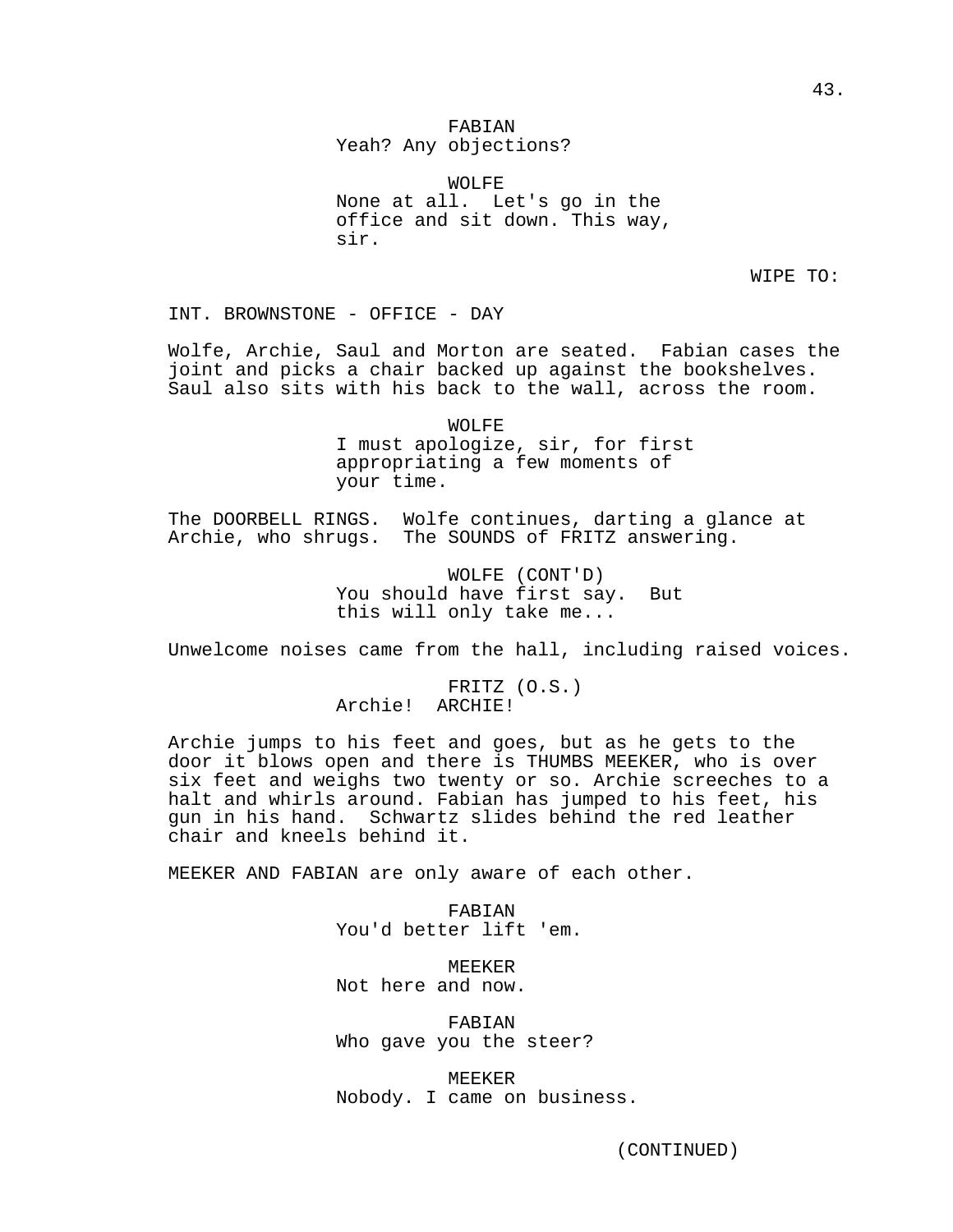FABIAN
Yeah? Any objections?

WOLFE
None at all. Let's go in the office and sit down. This way, sir.

WIPE TO:

INT. BROWNSTONE - OFFICE - DAY

Wolfe, Archie, Saul and Morton are seated. Fabian cases the joint and picks a chair backed up against the bookshelves. Saul also sits with his back to the wall, across the room.

WOLFE
I must apologize, sir, for first appropriating a few moments of your time.

The DOORBELL RINGS. Wolfe continues, darting a glance at Archie, who shrugs. The SOUNDS of FRITZ answering.

WOLFE (CONT'D)
You should have first say. But this will only take me...

Unwelcome noises came from the hall, including raised voices.

FRITZ (O.S.)
Archie! ARCHIE!

Archie jumps to his feet and goes, but as he gets to the door it blows open and there is THUMBS MEEKER, who is over six feet and weighs two twenty or so. Archie screeches to a halt and whirls around. Fabian has jumped to his feet, his gun in his hand. Schwartz slides behind the red leather chair and kneels behind it.

MEEKER AND FABIAN are only aware of each other.

FABIAN
You'd better lift 'em.

MEEKER
Not here and now.

FABIAN
Who gave you the steer?

MEEKER
Nobody. I came on business.

(CONTINUED)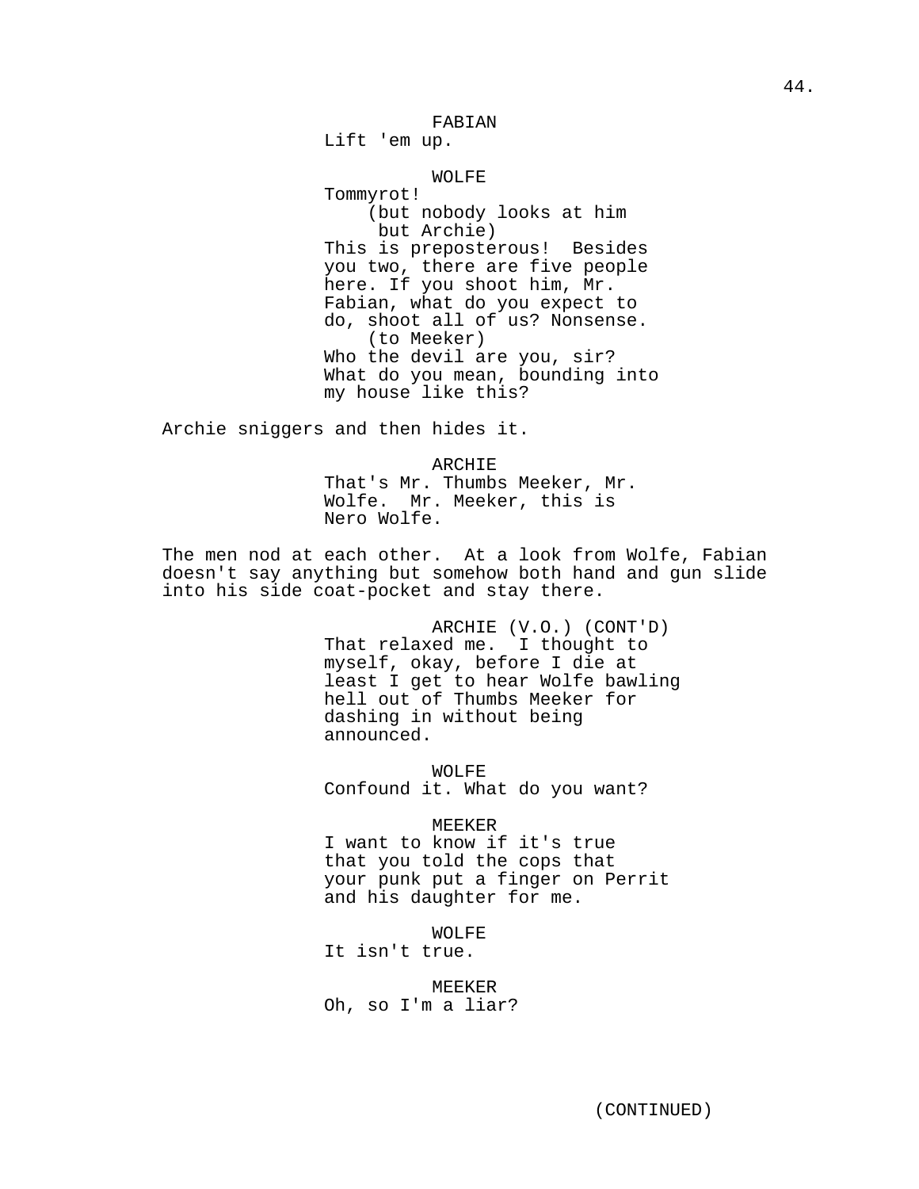FABIAN
Lift 'em up.

WOLFE
Tommyrot!
(but nobody looks at him but Archie)
This is preposterous! Besides you two, there are five people here. If you shoot him, Mr. Fabian, what do you expect to do, shoot all of us? Nonsense.
(to Meeker)
Who the devil are you, sir? What do you mean, bounding into my house like this?

Archie sniggers and then hides it.

ARCHIE
That's Mr. Thumbs Meeker, Mr. Wolfe. Mr. Meeker, this is Nero Wolfe.

The men nod at each other. At a look from Wolfe, Fabian doesn't say anything but somehow both hand and gun slide into his side coat-pocket and stay there.

ARCHIE (V.O.) (CONT'D)
That relaxed me. I thought to myself, okay, before I die at least I get to hear Wolfe bawling hell out of Thumbs Meeker for dashing in without being announced.

WOLFE
Confound it. What do you want?

MEEKER
I want to know if it's true that you told the cops that your punk put a finger on Perrit and his daughter for me.

WOLFE
It isn't true.

MEEKER
Oh, so I'm a liar?

(CONTINUED)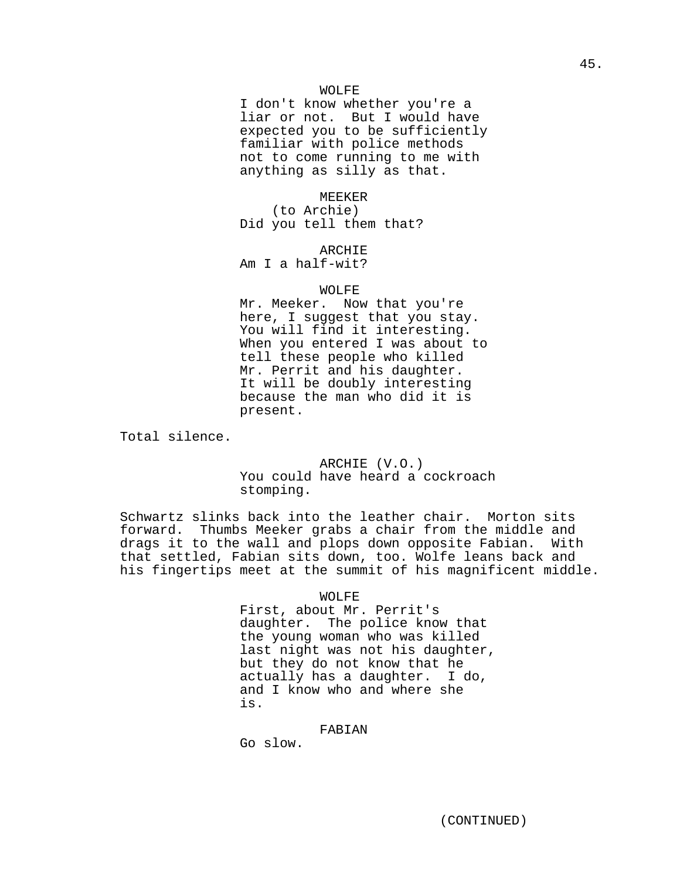WOLFE
I don't know whether you're a liar or not. But I would have expected you to be sufficiently familiar with police methods not to come running to me with anything as silly as that.

MEEKER
(to Archie)
Did you tell them that?

ARCHIE
Am I a half-wit?

WOLFE
Mr. Meeker. Now that you're here, I suggest that you stay. You will find it interesting. When you entered I was about to tell these people who killed Mr. Perrit and his daughter. It will be doubly interesting because the man who did it is present.

Total silence.

ARCHIE (V.O.)
You could have heard a cockroach stomping.

Schwartz slinks back into the leather chair. Morton sits forward. Thumbs Meeker grabs a chair from the middle and drags it to the wall and plops down opposite Fabian. With that settled, Fabian sits down, too. Wolfe leans back and his fingertips meet at the summit of his magnificent middle.

WOLFE
First, about Mr. Perrit's daughter. The police know that the young woman who was killed last night was not his daughter, but they do not know that he actually has a daughter. I do, and I know who and where she is.

FABIAN
Go slow.

(CONTINUED)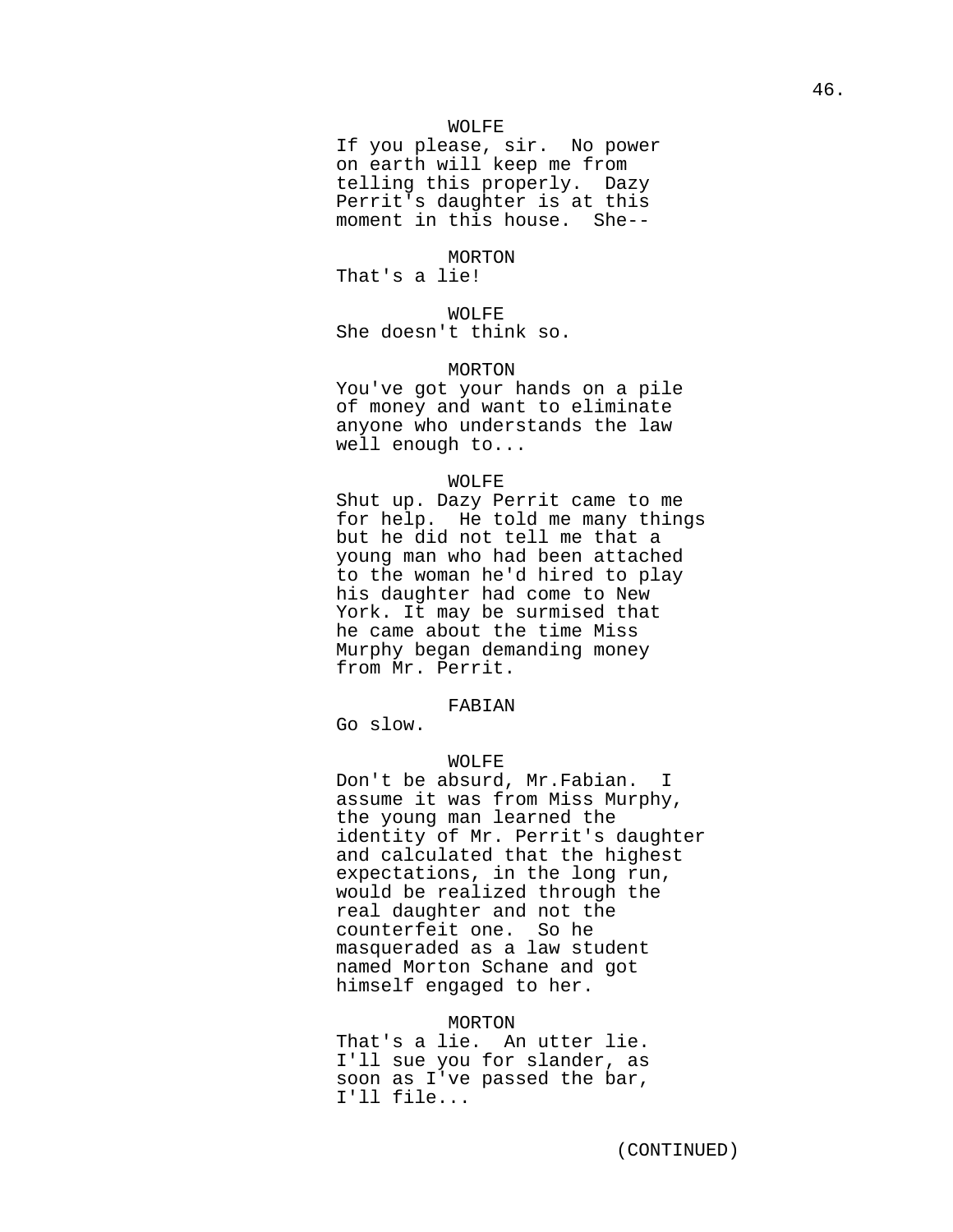WOLFE

If you please, sir. No power on earth will keep me from telling this properly. Dazy Perrit's daughter is at this moment in this house. She--

MORTON

That's a lie!

WOLFE

She doesn't think so.

MORTON

You've got your hands on a pile of money and want to eliminate anyone who understands the law well enough to...

WOLFE

Shut up. Dazy Perrit came to me for help. He told me many things but he did not tell me that a young man who had been attached to the woman he'd hired to play his daughter had come to New York. It may be surmised that he came about the time Miss Murphy began demanding money from Mr. Perrit.

FABIAN

Go slow.

WOLFE

Don't be absurd, Mr.Fabian. I assume it was from Miss Murphy, the young man learned the identity of Mr. Perrit's daughter and calculated that the highest expectations, in the long run, would be realized through the real daughter and not the counterfeit one. So he masqueraded as a law student named Morton Schane and got himself engaged to her.

MORTON

That's a lie. An utter lie. I'll sue you for slander, as soon as I've passed the bar, I'll file...

(CONTINUED)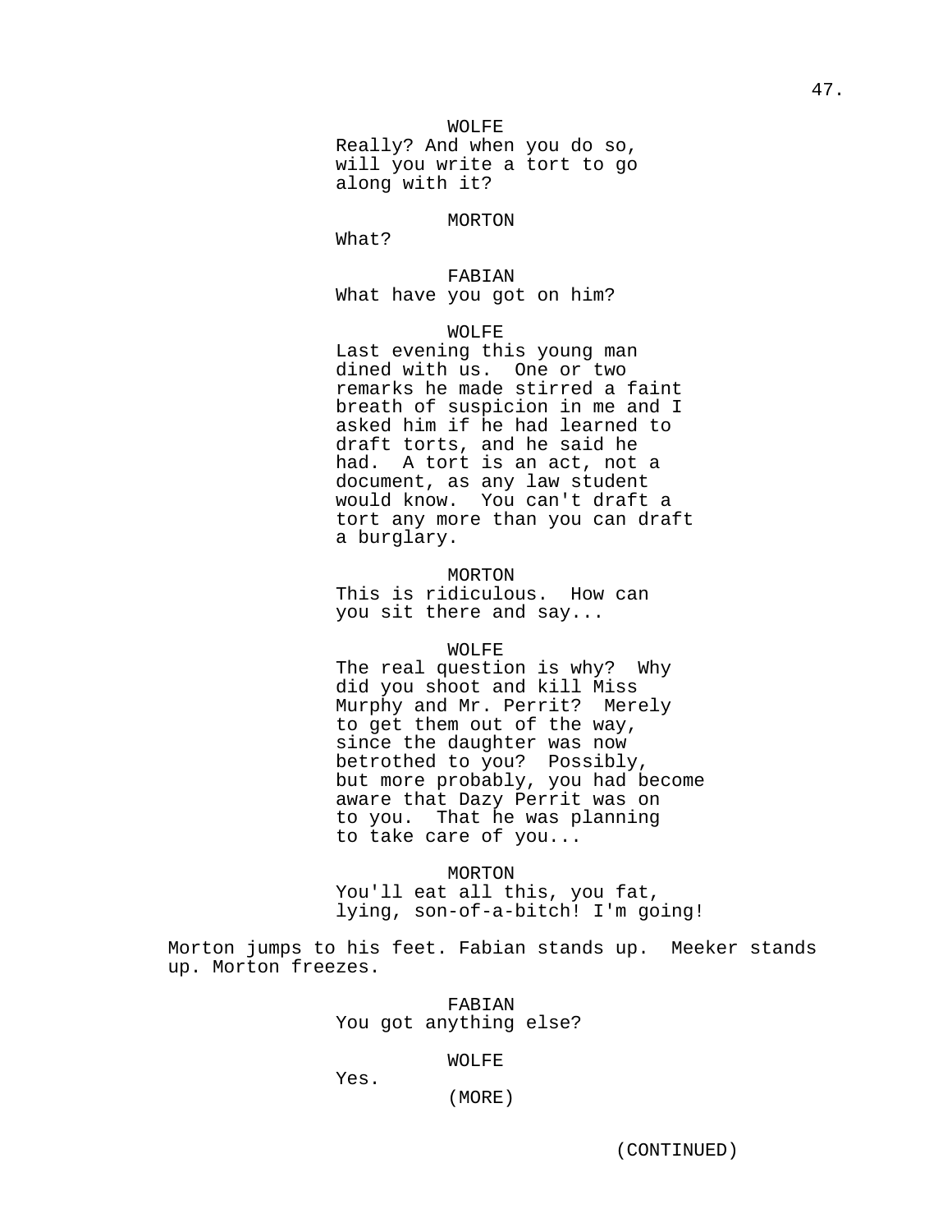WOLFE
Really? And when you do so, will you write a tort to go along with it?

MORTON
What?

FABIAN
What have you got on him?

WOLFE
Last evening this young man dined with us. One or two remarks he made stirred a faint breath of suspicion in me and I asked him if he had learned to draft torts, and he said he had. A tort is an act, not a document, as any law student would know. You can't draft a tort any more than you can draft a burglary.

MORTON
This is ridiculous. How can you sit there and say...

WOLFE
The real question is why? Why did you shoot and kill Miss Murphy and Mr. Perrit? Merely to get them out of the way, since the daughter was now betrothed to you? Possibly, but more probably, you had become aware that Dazy Perrit was on to you. That he was planning to take care of you...

MORTON
You'll eat all this, you fat, lying, son-of-a-bitch! I'm going!

Morton jumps to his feet. Fabian stands up. Meeker stands up. Morton freezes.

FABIAN
You got anything else?

WOLFE
Yes.
(MORE)

(CONTINUED)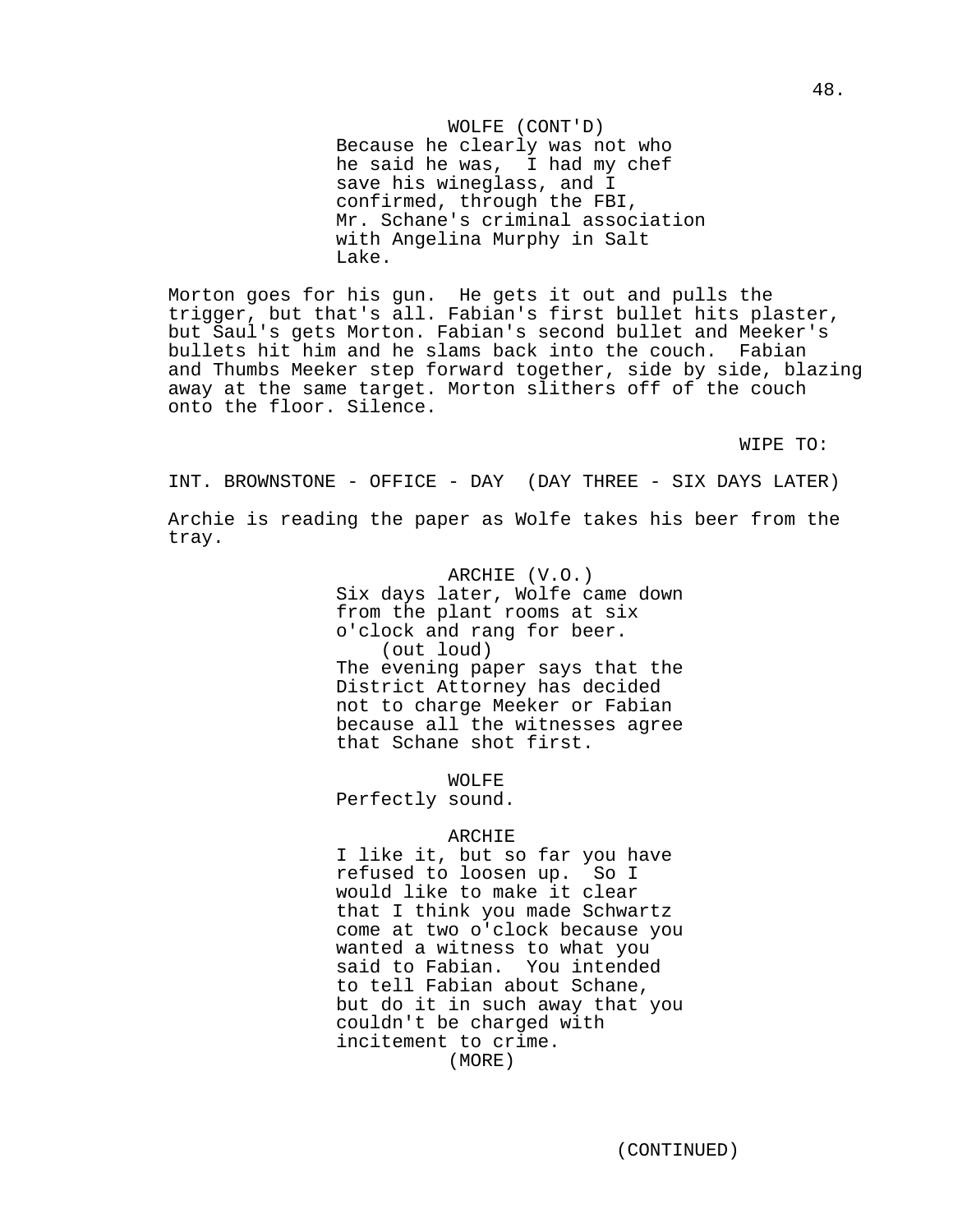WOLFE (CONT'D)
Because he clearly was not who he said he was, I had my chef save his wineglass, and I confirmed, through the FBI, Mr. Schane's criminal association with Angelina Murphy in Salt Lake.

Morton goes for his gun. He gets it out and pulls the trigger, but that's all. Fabian's first bullet hits plaster, but Saul's gets Morton. Fabian's second bullet and Meeker's bullets hit him and he slams back into the couch. Fabian and Thumbs Meeker step forward together, side by side, blazing away at the same target. Morton slithers off of the couch onto the floor. Silence.

WIPE TO:

INT. BROWNSTONE - OFFICE - DAY (DAY THREE - SIX DAYS LATER)

Archie is reading the paper as Wolfe takes his beer from the tray.

ARCHIE (V.O.)
Six days later, Wolfe came down from the plant rooms at six o'clock and rang for beer.
(out loud)
The evening paper says that the District Attorney has decided not to charge Meeker or Fabian because all the witnesses agree that Schane shot first.

WOLFE
Perfectly sound.

ARCHIE
I like it, but so far you have refused to loosen up. So I would like to make it clear that I think you made Schwartz come at two o'clock because you wanted a witness to what you said to Fabian. You intended to tell Fabian about Schane, but do it in such away that you couldn't be charged with incitement to crime.
(MORE)

(CONTINUED)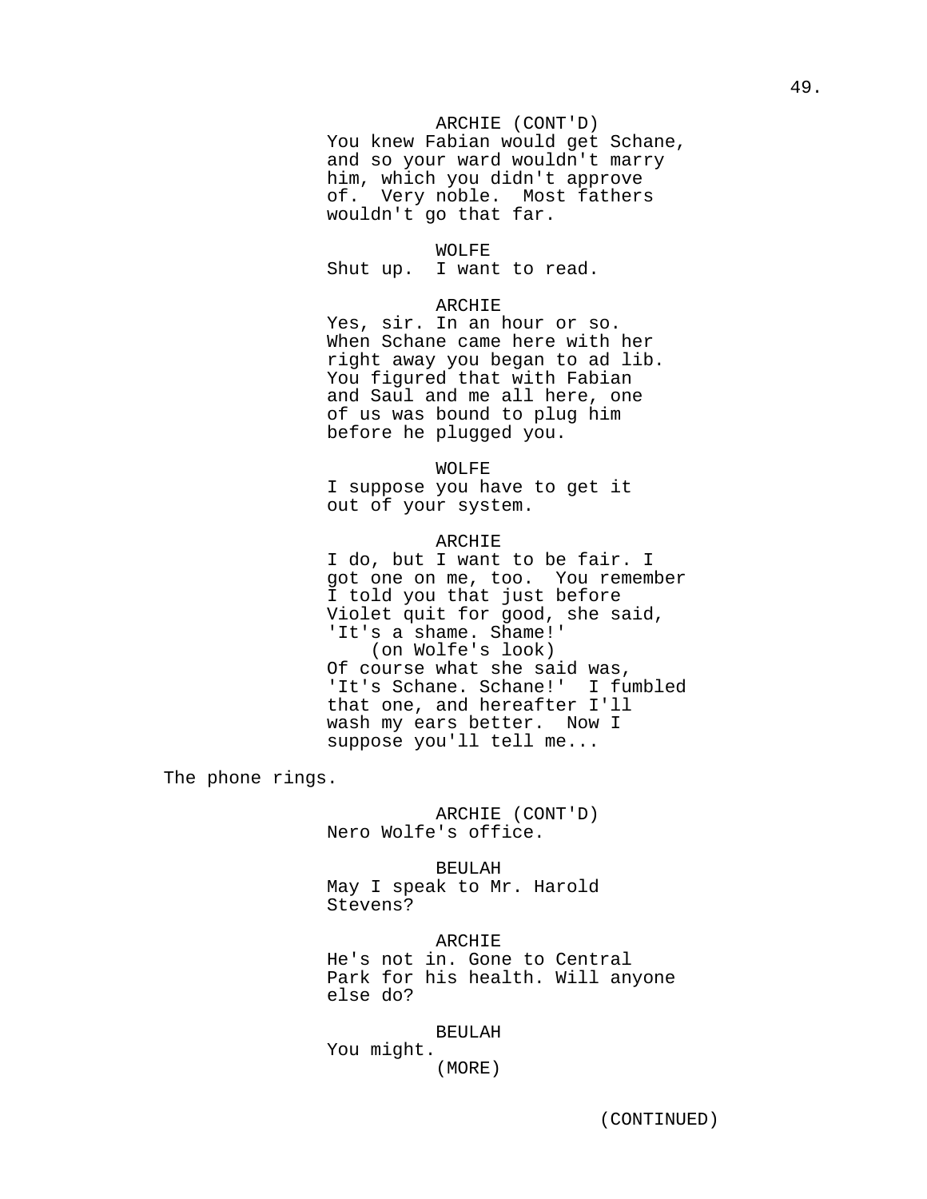ARCHIE (CONT'D)
You knew Fabian would get Schane, and so your ward wouldn't marry him, which you didn't approve of. Very noble. Most fathers wouldn't go that far.

WOLFE
Shut up. I want to read.

ARCHIE
Yes, sir. In an hour or so. When Schane came here with her right away you began to ad lib. You figured that with Fabian and Saul and me all here, one of us was bound to plug him before he plugged you.

WOLFE
I suppose you have to get it out of your system.

ARCHIE
I do, but I want to be fair. I got one on me, too. You remember I told you that just before Violet quit for good, she said, 'It's a shame. Shame!'
(on Wolfe's look)
Of course what she said was, 'It's Schane. Schane!' I fumbled that one, and hereafter I'll wash my ears better. Now I suppose you'll tell me...

The phone rings.

ARCHIE (CONT'D)
Nero Wolfe's office.

BEULAH
May I speak to Mr. Harold Stevens?

ARCHIE
He's not in. Gone to Central Park for his health. Will anyone else do?

BEULAH
You might.
(MORE)

(CONTINUED)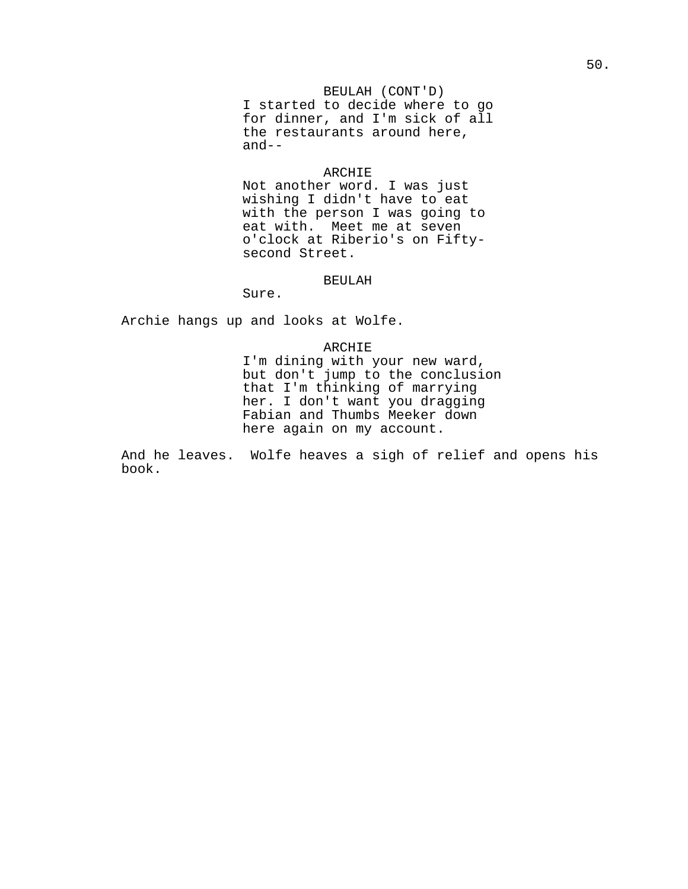BEULAH (CONT'D)
I started to decide where to go for dinner, and I'm sick of all the restaurants around here, and--

ARCHIE
Not another word. I was just wishing I didn't have to eat with the person I was going to eat with. Meet me at seven o'clock at Riberio's on Fifty-second Street.

BEULAH
Sure.

Archie hangs up and looks at Wolfe.

ARCHIE
I'm dining with your new ward, but don't jump to the conclusion that I'm thinking of marrying her. I don't want you dragging Fabian and Thumbs Meeker down here again on my account.

And he leaves. Wolfe heaves a sigh of relief and opens his book.